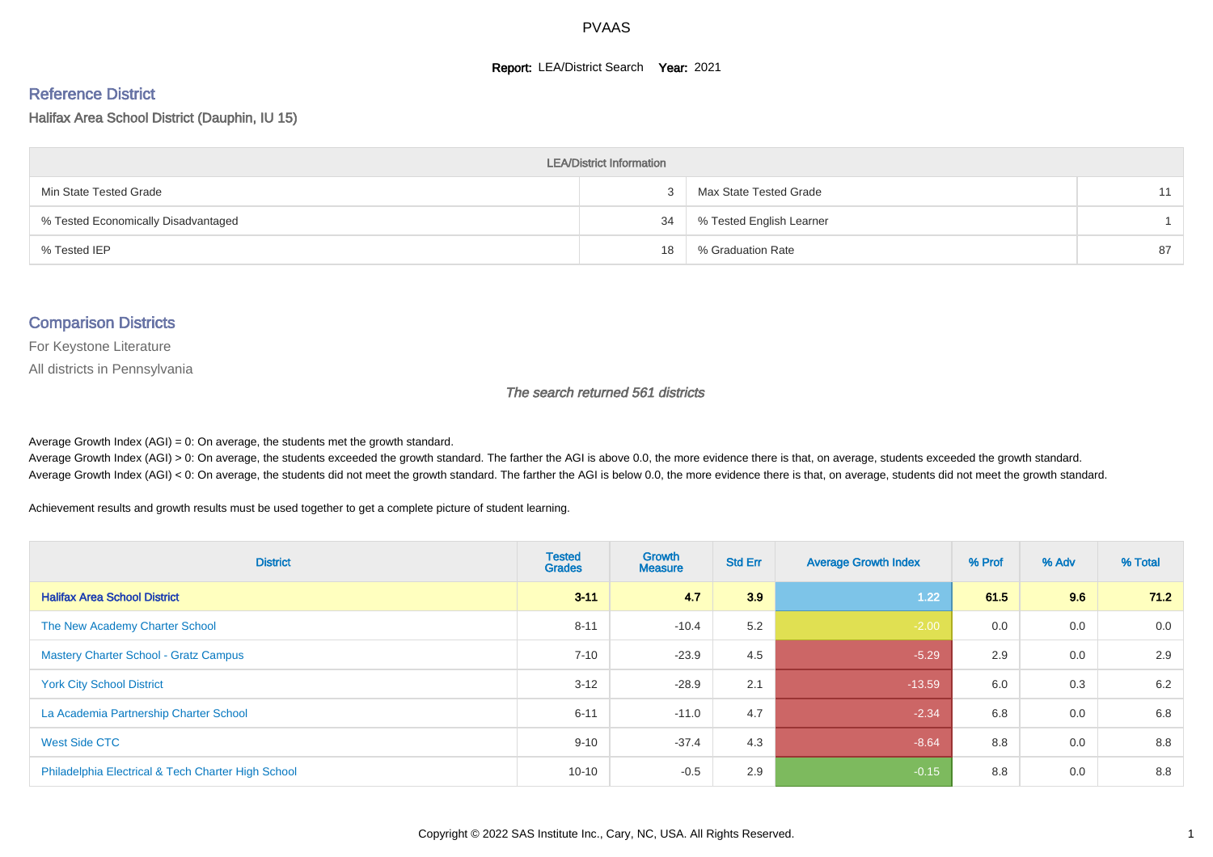PVAAS

**Report:** LEA/District Search **Year:** 2021

## Reference District

Halifax Area School District (Dauphin, IU 15)

| LEA/District Information | | | |
|---|---|---|---|
| Min State Tested Grade | 3 | Max State Tested Grade | 11 |
| % Tested Economically Disadvantaged | 34 | % Tested English Learner | 1 |
| % Tested IEP | 18 | % Graduation Rate | 87 |

## Comparison Districts

For Keystone Literature

All districts in Pennsylvania

*The search returned 561 districts*

Average Growth Index (AGI) = 0: On average, the students met the growth standard.
Average Growth Index (AGI) > 0: On average, the students exceeded the growth standard. The farther the AGI is above 0.0, the more evidence there is that, on average, students exceeded the growth standard.
Average Growth Index (AGI) < 0: On average, the students did not meet the growth standard. The farther the AGI is below 0.0, the more evidence there is that, on average, students did not meet the growth standard.

Achievement results and growth results must be used together to get a complete picture of student learning.

| District | Tested Grades | Growth Measure | Std Err | Average Growth Index | % Prof | % Adv | % Total |
|---|---|---|---|---|---|---|---|
| **Halifax Area School District** | **3-11** | **4.7** | **3.9** | 1.22 | **61.5** | **9.6** | **71.2** |
| The New Academy Charter School | 8-11 | -10.4 | 5.2 | -2.00 | 0.0 | 0.0 | 0.0 |
| Mastery Charter School - Gratz Campus | 7-10 | -23.9 | 4.5 | -5.29 | 2.9 | 0.0 | 2.9 |
| York City School District | 3-12 | -28.9 | 2.1 | -13.59 | 6.0 | 0.3 | 6.2 |
| La Academia Partnership Charter School | 6-11 | -11.0 | 4.7 | -2.34 | 6.8 | 0.0 | 6.8 |
| West Side CTC | 9-10 | -37.4 | 4.3 | -8.64 | 8.8 | 0.0 | 8.8 |
| Philadelphia Electrical & Tech Charter High School | 10-10 | -0.5 | 2.9 | -0.15 | 8.8 | 0.0 | 8.8 |

Copyright © 2022 SAS Institute Inc., Cary, NC, USA. All Rights Reserved.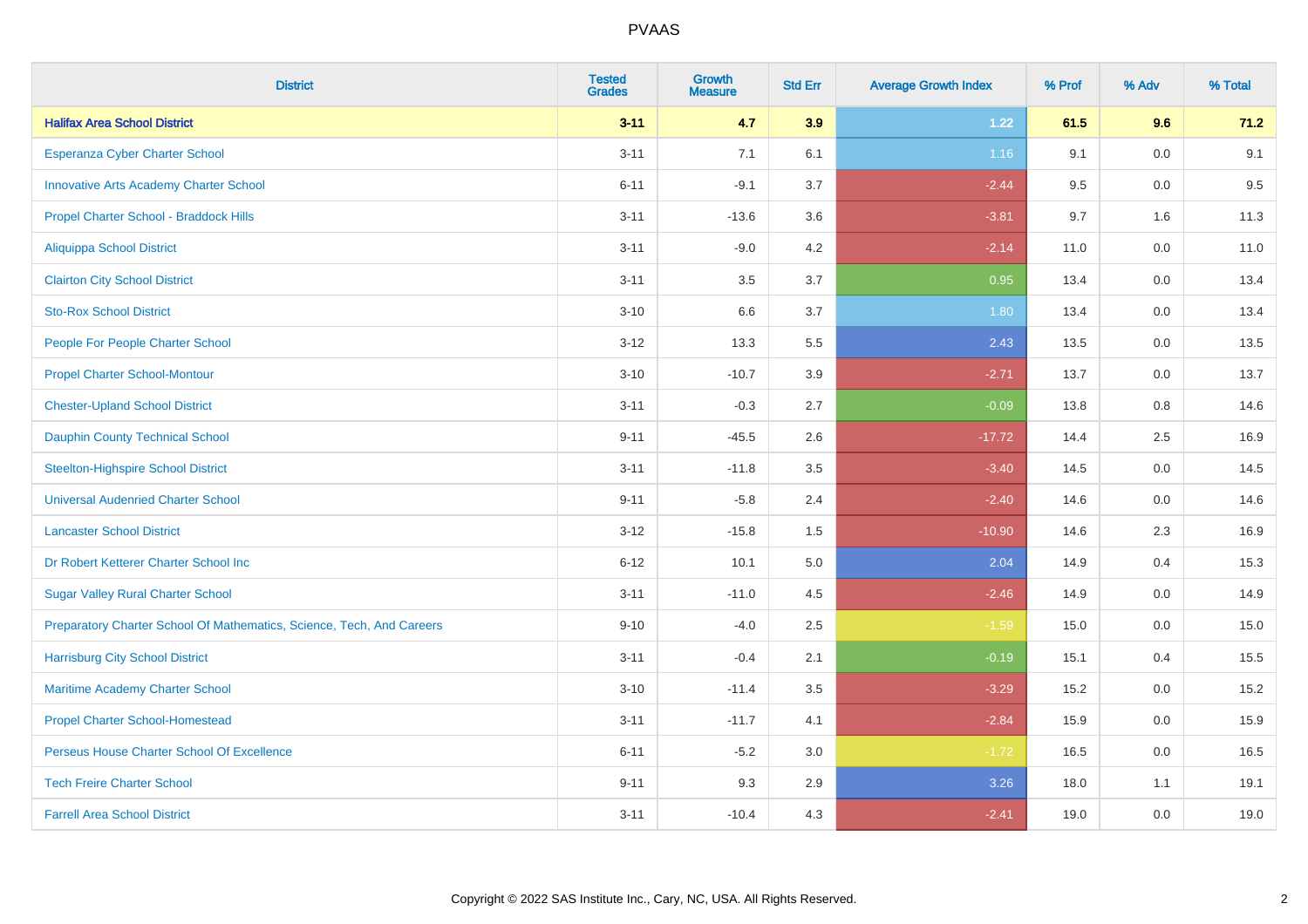| District | Tested Grades | Growth Measure | Std Err | Average Growth Index | % Prof | % Adv | % Total |
|---|---|---|---|---|---|---|---|
| **Halifax Area School District** | **3-11** | **4.7** | **3.9** | **1.22** | **61.5** | **9.6** | **71.2** |
| Esperanza Cyber Charter School | 3-11 | 7.1 | 6.1 | 1.16 | 9.1 | 0.0 | 9.1 |
| Innovative Arts Academy Charter School | 6-11 | -9.1 | 3.7 | -2.44 | 9.5 | 0.0 | 9.5 |
| Propel Charter School - Braddock Hills | 3-11 | -13.6 | 3.6 | -3.81 | 9.7 | 1.6 | 11.3 |
| Aliquippa School District | 3-11 | -9.0 | 4.2 | -2.14 | 11.0 | 0.0 | 11.0 |
| Clairton City School District | 3-11 | 3.5 | 3.7 | 0.95 | 13.4 | 0.0 | 13.4 |
| Sto-Rox School District | 3-10 | 6.6 | 3.7 | 1.80 | 13.4 | 0.0 | 13.4 |
| People For People Charter School | 3-12 | 13.3 | 5.5 | 2.43 | 13.5 | 0.0 | 13.5 |
| Propel Charter School-Montour | 3-10 | -10.7 | 3.9 | -2.71 | 13.7 | 0.0 | 13.7 |
| Chester-Upland School District | 3-11 | -0.3 | 2.7 | -0.09 | 13.8 | 0.8 | 14.6 |
| Dauphin County Technical School | 9-11 | -45.5 | 2.6 | -17.72 | 14.4 | 2.5 | 16.9 |
| Steelton-Highspire School District | 3-11 | -11.8 | 3.5 | -3.40 | 14.5 | 0.0 | 14.5 |
| Universal Audenried Charter School | 9-11 | -5.8 | 2.4 | -2.40 | 14.6 | 0.0 | 14.6 |
| Lancaster School District | 3-12 | -15.8 | 1.5 | -10.90 | 14.6 | 2.3 | 16.9 |
| Dr Robert Ketterer Charter School Inc | 6-12 | 10.1 | 5.0 | 2.04 | 14.9 | 0.4 | 15.3 |
| Sugar Valley Rural Charter School | 3-11 | -11.0 | 4.5 | -2.46 | 14.9 | 0.0 | 14.9 |
| Preparatory Charter School Of Mathematics, Science, Tech, And Careers | 9-10 | -4.0 | 2.5 | -1.59 | 15.0 | 0.0 | 15.0 |
| Harrisburg City School District | 3-11 | -0.4 | 2.1 | -0.19 | 15.1 | 0.4 | 15.5 |
| Maritime Academy Charter School | 3-10 | -11.4 | 3.5 | -3.29 | 15.2 | 0.0 | 15.2 |
| Propel Charter School-Homestead | 3-11 | -11.7 | 4.1 | -2.84 | 15.9 | 0.0 | 15.9 |
| Perseus House Charter School Of Excellence | 6-11 | -5.2 | 3.0 | -1.72 | 16.5 | 0.0 | 16.5 |
| Tech Freire Charter School | 9-11 | 9.3 | 2.9 | 3.26 | 18.0 | 1.1 | 19.1 |
| Farrell Area School District | 3-11 | -10.4 | 4.3 | -2.41 | 19.0 | 0.0 | 19.0 |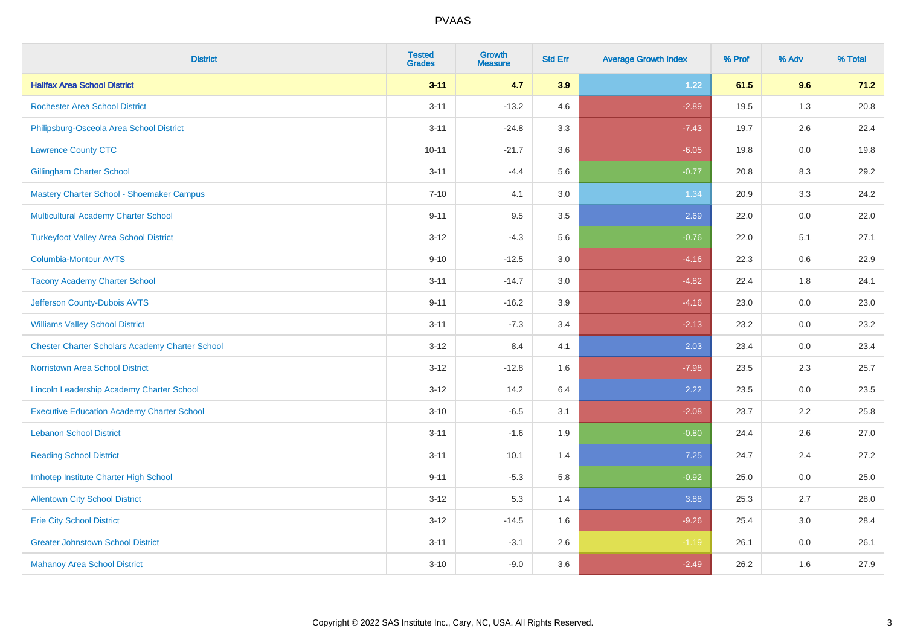# PVAAS

| District | Tested Grades | Growth Measure | Std Err | Average Growth Index | % Prof | % Adv | % Total |
|---|---|---|---|---|---|---|---|
| **Halifax Area School District** | **3-11** | **4.7** | **3.9** | **1.22** | **61.5** | **9.6** | **71.2** |
| Rochester Area School District | 3-11 | -13.2 | 4.6 | -2.89 | 19.5 | 1.3 | 20.8 |
| Philipsburg-Osceola Area School District | 3-11 | -24.8 | 3.3 | -7.43 | 19.7 | 2.6 | 22.4 |
| Lawrence County CTC | 10-11 | -21.7 | 3.6 | -6.05 | 19.8 | 0.0 | 19.8 |
| Gillingham Charter School | 3-11 | -4.4 | 5.6 | -0.77 | 20.8 | 8.3 | 29.2 |
| Mastery Charter School - Shoemaker Campus | 7-10 | 4.1 | 3.0 | 1.34 | 20.9 | 3.3 | 24.2 |
| Multicultural Academy Charter School | 9-11 | 9.5 | 3.5 | 2.69 | 22.0 | 0.0 | 22.0 |
| Turkeyfoot Valley Area School District | 3-12 | -4.3 | 5.6 | -0.76 | 22.0 | 5.1 | 27.1 |
| Columbia-Montour AVTS | 9-10 | -12.5 | 3.0 | -4.16 | 22.3 | 0.6 | 22.9 |
| Tacony Academy Charter School | 3-11 | -14.7 | 3.0 | -4.82 | 22.4 | 1.8 | 24.1 |
| Jefferson County-Dubois AVTS | 9-11 | -16.2 | 3.9 | -4.16 | 23.0 | 0.0 | 23.0 |
| Williams Valley School District | 3-11 | -7.3 | 3.4 | -2.13 | 23.2 | 0.0 | 23.2 |
| Chester Charter Scholars Academy Charter School | 3-12 | 8.4 | 4.1 | 2.03 | 23.4 | 0.0 | 23.4 |
| Norristown Area School District | 3-12 | -12.8 | 1.6 | -7.98 | 23.5 | 2.3 | 25.7 |
| Lincoln Leadership Academy Charter School | 3-12 | 14.2 | 6.4 | 2.22 | 23.5 | 0.0 | 23.5 |
| Executive Education Academy Charter School | 3-10 | -6.5 | 3.1 | -2.08 | 23.7 | 2.2 | 25.8 |
| Lebanon School District | 3-11 | -1.6 | 1.9 | -0.80 | 24.4 | 2.6 | 27.0 |
| Reading School District | 3-11 | 10.1 | 1.4 | 7.25 | 24.7 | 2.4 | 27.2 |
| Imhotep Institute Charter High School | 9-11 | -5.3 | 5.8 | -0.92 | 25.0 | 0.0 | 25.0 |
| Allentown City School District | 3-12 | 5.3 | 1.4 | 3.88 | 25.3 | 2.7 | 28.0 |
| Erie City School District | 3-12 | -14.5 | 1.6 | -9.26 | 25.4 | 3.0 | 28.4 |
| Greater Johnstown School District | 3-11 | -3.1 | 2.6 | -1.19 | 26.1 | 0.0 | 26.1 |
| Mahanoy Area School District | 3-10 | -9.0 | 3.6 | -2.49 | 26.2 | 1.6 | 27.9 |

Copyright © 2022 SAS Institute Inc., Cary, NC, USA. All Rights Reserved.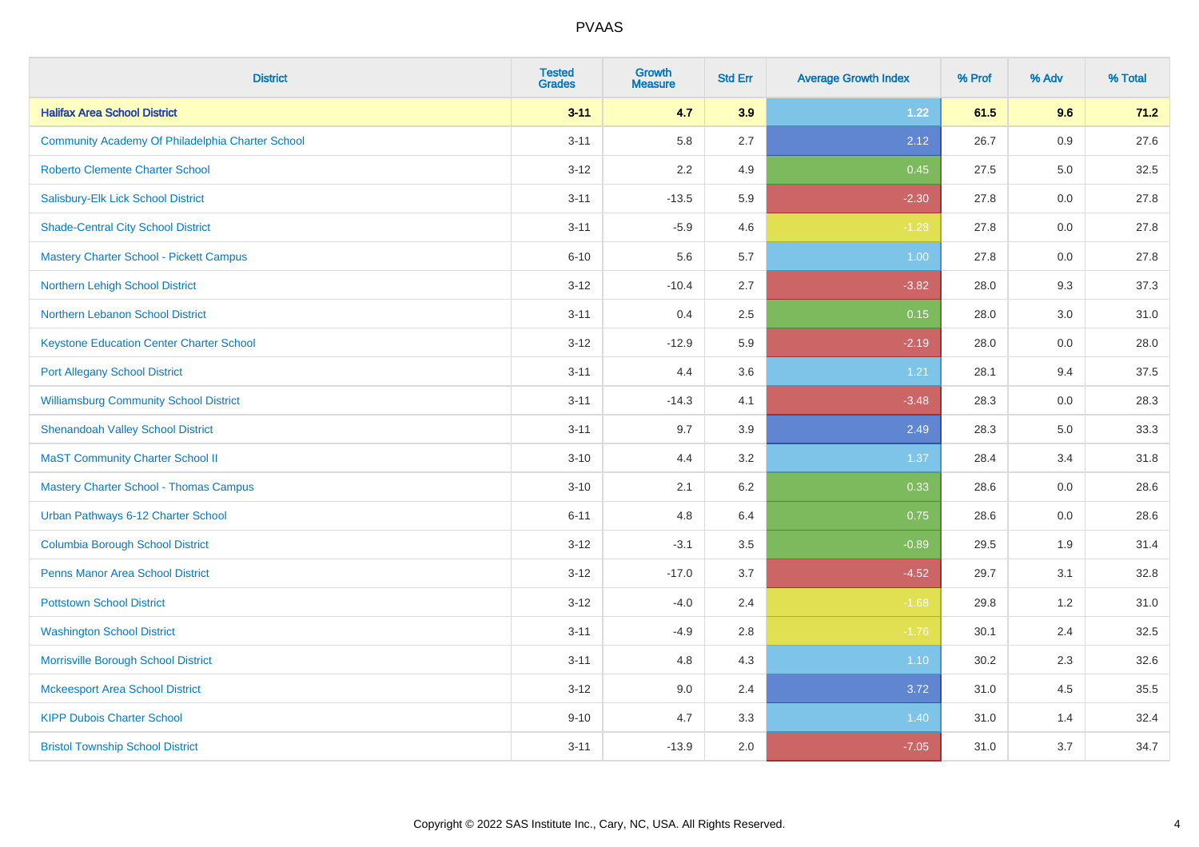# PVAAS

| District | Tested Grades | Growth Measure | Std Err | Average Growth Index | % Prof | % Adv | % Total |
|---|---|---|---|---|---|---|---|
| **Halifax Area School District** | **3-11** | **4.7** | **3.9** | **1.22** | **61.5** | **9.6** | **71.2** |
| Community Academy Of Philadelphia Charter School | 3-11 | 5.8 | 2.7 | 2.12 | 26.7 | 0.9 | 27.6 |
| Roberto Clemente Charter School | 3-12 | 2.2 | 4.9 | 0.45 | 27.5 | 5.0 | 32.5 |
| Salisbury-Elk Lick School District | 3-11 | -13.5 | 5.9 | -2.30 | 27.8 | 0.0 | 27.8 |
| Shade-Central City School District | 3-11 | -5.9 | 4.6 | -1.28 | 27.8 | 0.0 | 27.8 |
| Mastery Charter School - Pickett Campus | 6-10 | 5.6 | 5.7 | 1.00 | 27.8 | 0.0 | 27.8 |
| Northern Lehigh School District | 3-12 | -10.4 | 2.7 | -3.82 | 28.0 | 9.3 | 37.3 |
| Northern Lebanon School District | 3-11 | 0.4 | 2.5 | 0.15 | 28.0 | 3.0 | 31.0 |
| Keystone Education Center Charter School | 3-12 | -12.9 | 5.9 | -2.19 | 28.0 | 0.0 | 28.0 |
| Port Allegany School District | 3-11 | 4.4 | 3.6 | 1.21 | 28.1 | 9.4 | 37.5 |
| Williamsburg Community School District | 3-11 | -14.3 | 4.1 | -3.48 | 28.3 | 0.0 | 28.3 |
| Shenandoah Valley School District | 3-11 | 9.7 | 3.9 | 2.49 | 28.3 | 5.0 | 33.3 |
| MaST Community Charter School II | 3-10 | 4.4 | 3.2 | 1.37 | 28.4 | 3.4 | 31.8 |
| Mastery Charter School - Thomas Campus | 3-10 | 2.1 | 6.2 | 0.33 | 28.6 | 0.0 | 28.6 |
| Urban Pathways 6-12 Charter School | 6-11 | 4.8 | 6.4 | 0.75 | 28.6 | 0.0 | 28.6 |
| Columbia Borough School District | 3-12 | -3.1 | 3.5 | -0.89 | 29.5 | 1.9 | 31.4 |
| Penns Manor Area School District | 3-12 | -17.0 | 3.7 | -4.52 | 29.7 | 3.1 | 32.8 |
| Pottstown School District | 3-12 | -4.0 | 2.4 | -1.68 | 29.8 | 1.2 | 31.0 |
| Washington School District | 3-11 | -4.9 | 2.8 | -1.76 | 30.1 | 2.4 | 32.5 |
| Morrisville Borough School District | 3-11 | 4.8 | 4.3 | 1.10 | 30.2 | 2.3 | 32.6 |
| Mckeesport Area School District | 3-12 | 9.0 | 2.4 | 3.72 | 31.0 | 4.5 | 35.5 |
| KIPP Dubois Charter School | 9-10 | 4.7 | 3.3 | 1.40 | 31.0 | 1.4 | 32.4 |
| Bristol Township School District | 3-11 | -13.9 | 2.0 | -7.05 | 31.0 | 3.7 | 34.7 |

Copyright © 2022 SAS Institute Inc., Cary, NC, USA. All Rights Reserved.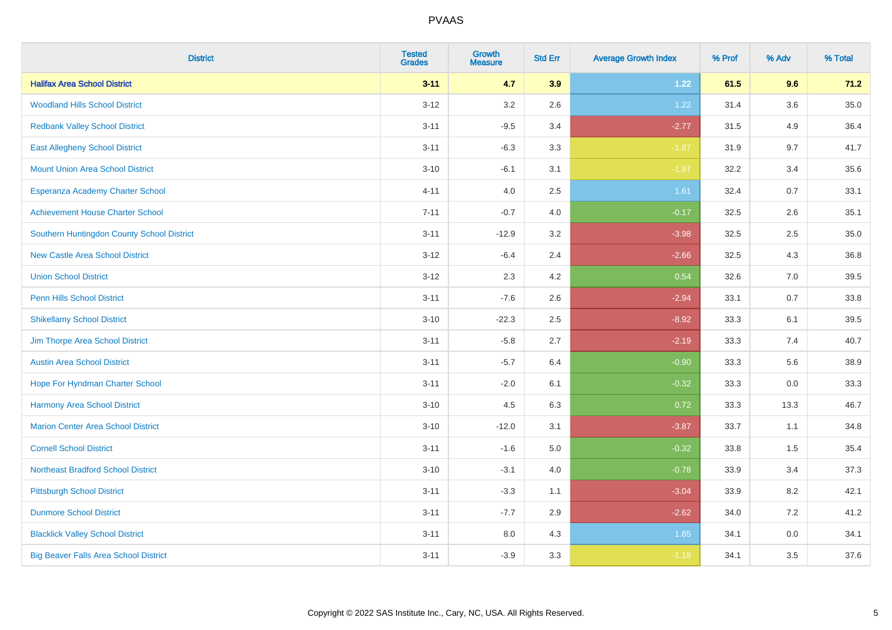# PVAAS

| District | Tested Grades | Growth Measure | Std Err | Average Growth Index | % Prof | % Adv | % Total |
|---|---|---|---|---|---|---|---|
| **Halifax Area School District** | **3-11** | **4.7** | **3.9** | **1.22** | **61.5** | **9.6** | **71.2** |
| Woodland Hills School District | 3-12 | 3.2 | 2.6 | 1.22 | 31.4 | 3.6 | 35.0 |
| Redbank Valley School District | 3-11 | -9.5 | 3.4 | -2.77 | 31.5 | 4.9 | 36.4 |
| East Allegheny School District | 3-11 | -6.3 | 3.3 | -1.87 | 31.9 | 9.7 | 41.7 |
| Mount Union Area School District | 3-10 | -6.1 | 3.1 | -1.97 | 32.2 | 3.4 | 35.6 |
| Esperanza Academy Charter School | 4-11 | 4.0 | 2.5 | 1.61 | 32.4 | 0.7 | 33.1 |
| Achievement House Charter School | 7-11 | -0.7 | 4.0 | -0.17 | 32.5 | 2.6 | 35.1 |
| Southern Huntingdon County School District | 3-11 | -12.9 | 3.2 | -3.98 | 32.5 | 2.5 | 35.0 |
| New Castle Area School District | 3-12 | -6.4 | 2.4 | -2.66 | 32.5 | 4.3 | 36.8 |
| Union School District | 3-12 | 2.3 | 4.2 | 0.54 | 32.6 | 7.0 | 39.5 |
| Penn Hills School District | 3-11 | -7.6 | 2.6 | -2.94 | 33.1 | 0.7 | 33.8 |
| Shikellamy School District | 3-10 | -22.3 | 2.5 | -8.92 | 33.3 | 6.1 | 39.5 |
| Jim Thorpe Area School District | 3-11 | -5.8 | 2.7 | -2.19 | 33.3 | 7.4 | 40.7 |
| Austin Area School District | 3-11 | -5.7 | 6.4 | -0.90 | 33.3 | 5.6 | 38.9 |
| Hope For Hyndman Charter School | 3-11 | -2.0 | 6.1 | -0.32 | 33.3 | 0.0 | 33.3 |
| Harmony Area School District | 3-10 | 4.5 | 6.3 | 0.72 | 33.3 | 13.3 | 46.7 |
| Marion Center Area School District | 3-10 | -12.0 | 3.1 | -3.87 | 33.7 | 1.1 | 34.8 |
| Cornell School District | 3-11 | -1.6 | 5.0 | -0.32 | 33.8 | 1.5 | 35.4 |
| Northeast Bradford School District | 3-10 | -3.1 | 4.0 | -0.78 | 33.9 | 3.4 | 37.3 |
| Pittsburgh School District | 3-11 | -3.3 | 1.1 | -3.04 | 33.9 | 8.2 | 42.1 |
| Dunmore School District | 3-11 | -7.7 | 2.9 | -2.62 | 34.0 | 7.2 | 41.2 |
| Blacklick Valley School District | 3-11 | 8.0 | 4.3 | 1.85 | 34.1 | 0.0 | 34.1 |
| Big Beaver Falls Area School District | 3-11 | -3.9 | 3.3 | -1.18 | 34.1 | 3.5 | 37.6 |

Copyright © 2022 SAS Institute Inc., Cary, NC, USA. All Rights Reserved.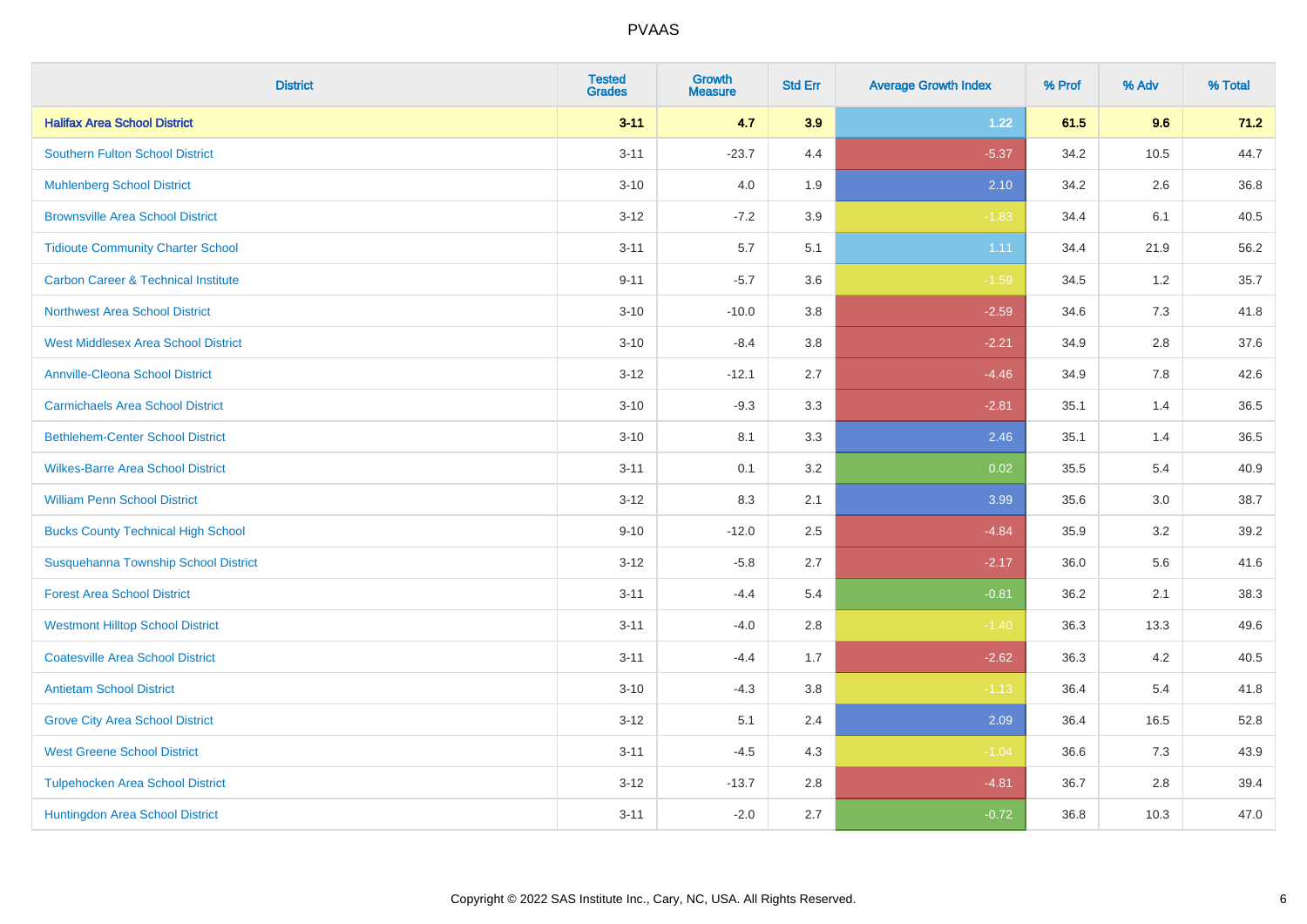# PVAAS

| District | Tested Grades | Growth Measure | Std Err | Average Growth Index | % Prof | % Adv | % Total |
|---|---|---|---|---|---|---|---|
| **Halifax Area School District** | **3-11** | **4.7** | **3.9** | **1.22** | **61.5** | **9.6** | **71.2** |
| Southern Fulton School District | 3-11 | -23.7 | 4.4 | -5.37 | 34.2 | 10.5 | 44.7 |
| Muhlenberg School District | 3-10 | 4.0 | 1.9 | 2.10 | 34.2 | 2.6 | 36.8 |
| Brownsville Area School District | 3-12 | -7.2 | 3.9 | -1.83 | 34.4 | 6.1 | 40.5 |
| Tidioute Community Charter School | 3-11 | 5.7 | 5.1 | 1.11 | 34.4 | 21.9 | 56.2 |
| Carbon Career & Technical Institute | 9-11 | -5.7 | 3.6 | -1.59 | 34.5 | 1.2 | 35.7 |
| Northwest Area School District | 3-10 | -10.0 | 3.8 | -2.59 | 34.6 | 7.3 | 41.8 |
| West Middlesex Area School District | 3-10 | -8.4 | 3.8 | -2.21 | 34.9 | 2.8 | 37.6 |
| Annville-Cleona School District | 3-12 | -12.1 | 2.7 | -4.46 | 34.9 | 7.8 | 42.6 |
| Carmichaels Area School District | 3-10 | -9.3 | 3.3 | -2.81 | 35.1 | 1.4 | 36.5 |
| Bethlehem-Center School District | 3-10 | 8.1 | 3.3 | 2.46 | 35.1 | 1.4 | 36.5 |
| Wilkes-Barre Area School District | 3-11 | 0.1 | 3.2 | 0.02 | 35.5 | 5.4 | 40.9 |
| William Penn School District | 3-12 | 8.3 | 2.1 | 3.99 | 35.6 | 3.0 | 38.7 |
| Bucks County Technical High School | 9-10 | -12.0 | 2.5 | -4.84 | 35.9 | 3.2 | 39.2 |
| Susquehanna Township School District | 3-12 | -5.8 | 2.7 | -2.17 | 36.0 | 5.6 | 41.6 |
| Forest Area School District | 3-11 | -4.4 | 5.4 | -0.81 | 36.2 | 2.1 | 38.3 |
| Westmont Hilltop School District | 3-11 | -4.0 | 2.8 | -1.40 | 36.3 | 13.3 | 49.6 |
| Coatesville Area School District | 3-11 | -4.4 | 1.7 | -2.62 | 36.3 | 4.2 | 40.5 |
| Antietam School District | 3-10 | -4.3 | 3.8 | -1.13 | 36.4 | 5.4 | 41.8 |
| Grove City Area School District | 3-12 | 5.1 | 2.4 | 2.09 | 36.4 | 16.5 | 52.8 |
| West Greene School District | 3-11 | -4.5 | 4.3 | -1.04 | 36.6 | 7.3 | 43.9 |
| Tulpehocken Area School District | 3-12 | -13.7 | 2.8 | -4.81 | 36.7 | 2.8 | 39.4 |
| Huntingdon Area School District | 3-11 | -2.0 | 2.7 | -0.72 | 36.8 | 10.3 | 47.0 |

Copyright © 2022 SAS Institute Inc., Cary, NC, USA. All Rights Reserved.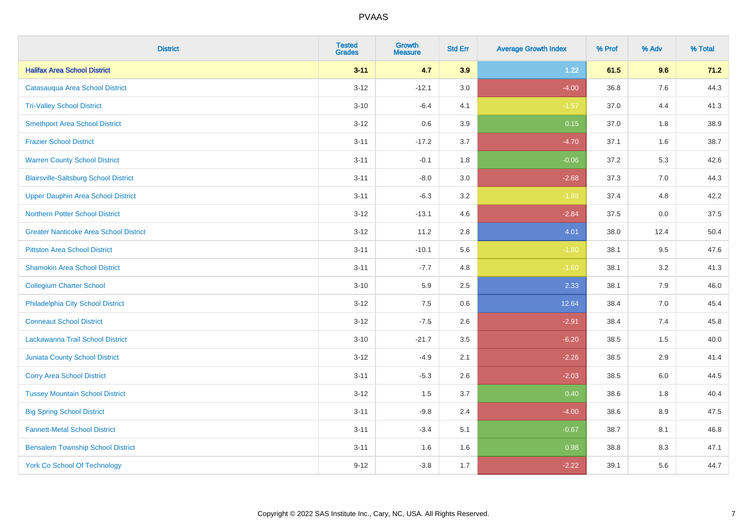| District | Tested Grades | Growth Measure | Std Err | Average Growth Index | % Prof | % Adv | % Total |
|---|---|---|---|---|---|---|---|
| **Halifax Area School District** | **3-11** | **4.7** | **3.9** | **1.22** | **61.5** | **9.6** | **71.2** |
| Catasauqua Area School District | 3-12 | -12.1 | 3.0 | -4.00 | 36.8 | 7.6 | 44.3 |
| Tri-Valley School District | 3-10 | -6.4 | 4.1 | -1.57 | 37.0 | 4.4 | 41.3 |
| Smethport Area School District | 3-12 | 0.6 | 3.9 | 0.15 | 37.0 | 1.8 | 38.9 |
| Frazier School District | 3-11 | -17.2 | 3.7 | -4.70 | 37.1 | 1.6 | 38.7 |
| Warren County School District | 3-11 | -0.1 | 1.8 | -0.06 | 37.2 | 5.3 | 42.6 |
| Blairsville-Saltsburg School District | 3-11 | -8.0 | 3.0 | -2.68 | 37.3 | 7.0 | 44.3 |
| Upper Dauphin Area School District | 3-11 | -6.3 | 3.2 | -1.98 | 37.4 | 4.8 | 42.2 |
| Northern Potter School District | 3-12 | -13.1 | 4.6 | -2.84 | 37.5 | 0.0 | 37.5 |
| Greater Nanticoke Area School District | 3-12 | 11.2 | 2.8 | 4.01 | 38.0 | 12.4 | 50.4 |
| Pittston Area School District | 3-11 | -10.1 | 5.6 | -1.80 | 38.1 | 9.5 | 47.6 |
| Shamokin Area School District | 3-11 | -7.7 | 4.8 | -1.60 | 38.1 | 3.2 | 41.3 |
| Collegium Charter School | 3-10 | 5.9 | 2.5 | 2.33 | 38.1 | 7.9 | 46.0 |
| Philadelphia City School District | 3-12 | 7.5 | 0.6 | 12.64 | 38.4 | 7.0 | 45.4 |
| Conneaut School District | 3-12 | -7.5 | 2.6 | -2.91 | 38.4 | 7.4 | 45.8 |
| Lackawanna Trail School District | 3-10 | -21.7 | 3.5 | -6.20 | 38.5 | 1.5 | 40.0 |
| Juniata County School District | 3-12 | -4.9 | 2.1 | -2.26 | 38.5 | 2.9 | 41.4 |
| Corry Area School District | 3-11 | -5.3 | 2.6 | -2.03 | 38.5 | 6.0 | 44.5 |
| Tussey Mountain School District | 3-12 | 1.5 | 3.7 | 0.40 | 38.6 | 1.8 | 40.4 |
| Big Spring School District | 3-11 | -9.8 | 2.4 | -4.00 | 38.6 | 8.9 | 47.5 |
| Fannett-Metal School District | 3-11 | -3.4 | 5.1 | -0.67 | 38.7 | 8.1 | 46.8 |
| Bensalem Township School District | 3-11 | 1.6 | 1.6 | 0.98 | 38.8 | 8.3 | 47.1 |
| York Co School Of Technology | 9-12 | -3.8 | 1.7 | -2.22 | 39.1 | 5.6 | 44.7 |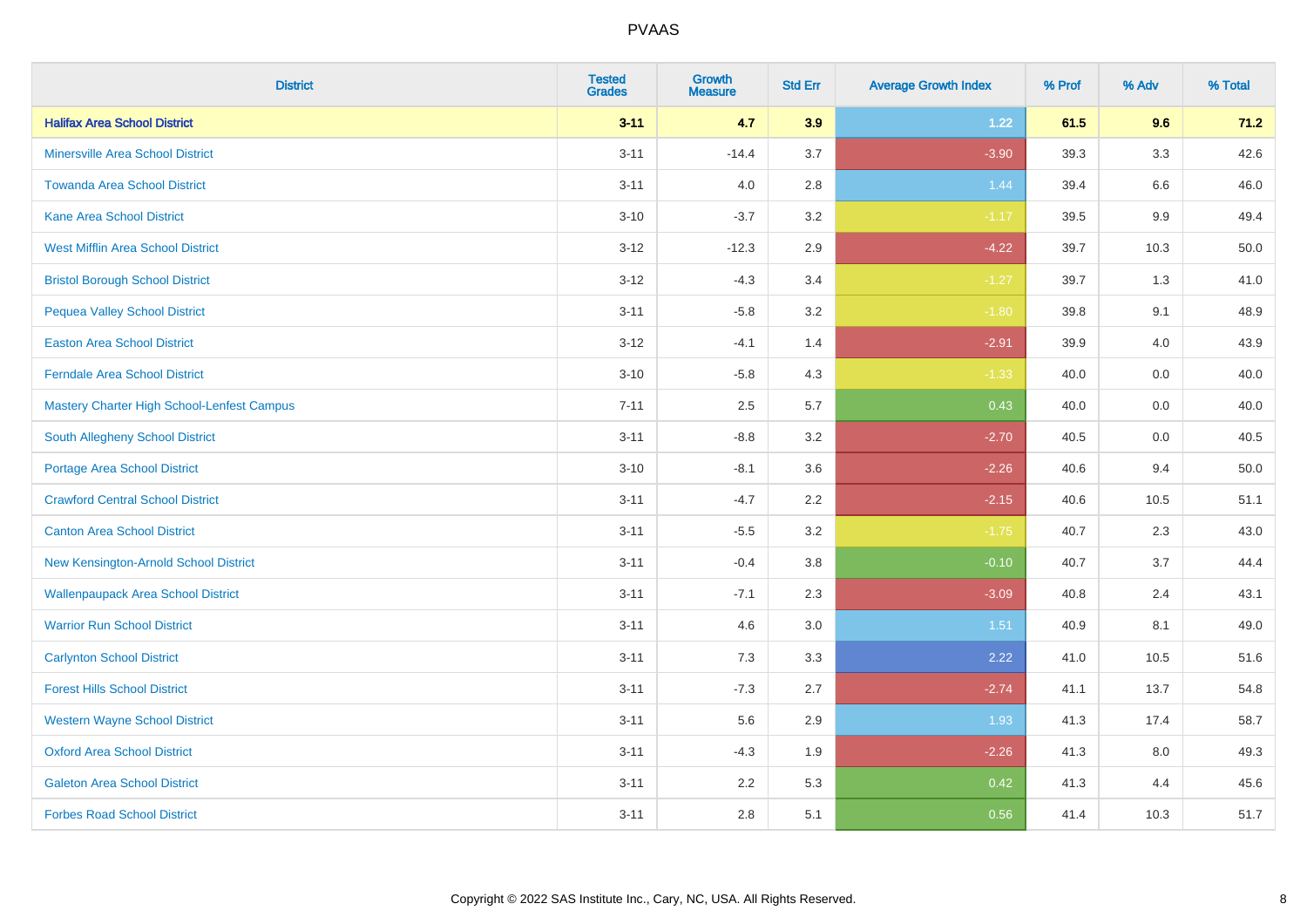| District | Tested Grades | Growth Measure | Std Err | Average Growth Index | % Prof | % Adv | % Total |
|---|---|---|---|---|---|---|---|
| **Halifax Area School District** | **3-11** | **4.7** | **3.9** | **1.22** | **61.5** | **9.6** | **71.2** |
| Minersville Area School District | 3-11 | -14.4 | 3.7 | -3.90 | 39.3 | 3.3 | 42.6 |
| Towanda Area School District | 3-11 | 4.0 | 2.8 | 1.44 | 39.4 | 6.6 | 46.0 |
| Kane Area School District | 3-10 | -3.7 | 3.2 | -1.17 | 39.5 | 9.9 | 49.4 |
| West Mifflin Area School District | 3-12 | -12.3 | 2.9 | -4.22 | 39.7 | 10.3 | 50.0 |
| Bristol Borough School District | 3-12 | -4.3 | 3.4 | -1.27 | 39.7 | 1.3 | 41.0 |
| Pequea Valley School District | 3-11 | -5.8 | 3.2 | -1.80 | 39.8 | 9.1 | 48.9 |
| Easton Area School District | 3-12 | -4.1 | 1.4 | -2.91 | 39.9 | 4.0 | 43.9 |
| Ferndale Area School District | 3-10 | -5.8 | 4.3 | -1.33 | 40.0 | 0.0 | 40.0 |
| Mastery Charter High School-Lenfest Campus | 7-11 | 2.5 | 5.7 | 0.43 | 40.0 | 0.0 | 40.0 |
| South Allegheny School District | 3-11 | -8.8 | 3.2 | -2.70 | 40.5 | 0.0 | 40.5 |
| Portage Area School District | 3-10 | -8.1 | 3.6 | -2.26 | 40.6 | 9.4 | 50.0 |
| Crawford Central School District | 3-11 | -4.7 | 2.2 | -2.15 | 40.6 | 10.5 | 51.1 |
| Canton Area School District | 3-11 | -5.5 | 3.2 | -1.75 | 40.7 | 2.3 | 43.0 |
| New Kensington-Arnold School District | 3-11 | -0.4 | 3.8 | -0.10 | 40.7 | 3.7 | 44.4 |
| Wallenpaupack Area School District | 3-11 | -7.1 | 2.3 | -3.09 | 40.8 | 2.4 | 43.1 |
| Warrior Run School District | 3-11 | 4.6 | 3.0 | 1.51 | 40.9 | 8.1 | 49.0 |
| Carlynton School District | 3-11 | 7.3 | 3.3 | 2.22 | 41.0 | 10.5 | 51.6 |
| Forest Hills School District | 3-11 | -7.3 | 2.7 | -2.74 | 41.1 | 13.7 | 54.8 |
| Western Wayne School District | 3-11 | 5.6 | 2.9 | 1.93 | 41.3 | 17.4 | 58.7 |
| Oxford Area School District | 3-11 | -4.3 | 1.9 | -2.26 | 41.3 | 8.0 | 49.3 |
| Galeton Area School District | 3-11 | 2.2 | 5.3 | 0.42 | 41.3 | 4.4 | 45.6 |
| Forbes Road School District | 3-11 | 2.8 | 5.1 | 0.56 | 41.4 | 10.3 | 51.7 |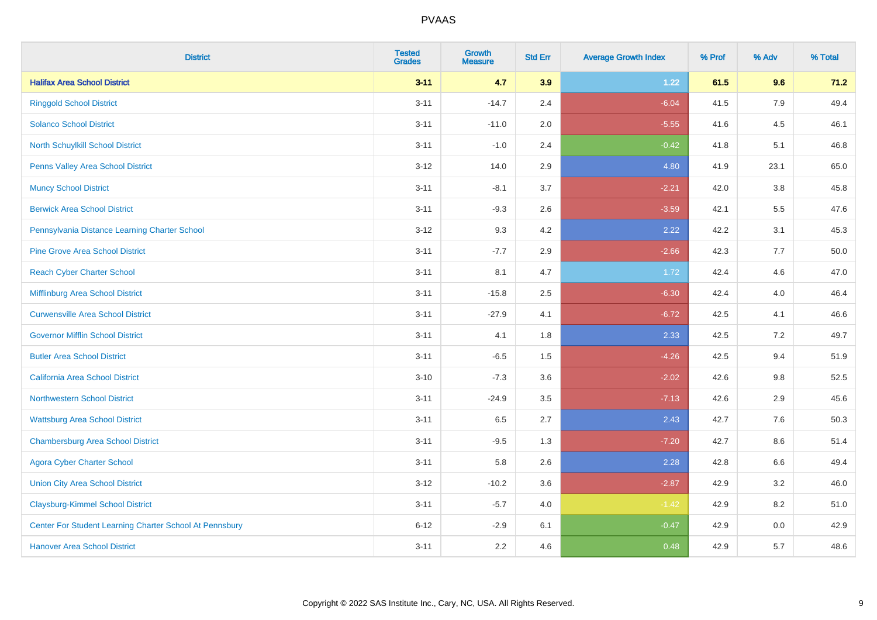# PVAAS

| District | Tested Grades | Growth Measure | Std Err | Average Growth Index | % Prof | % Adv | % Total |
|---|---|---|---|---|---|---|---|
| **Halifax Area School District** | **3-11** | **4.7** | **3.9** | **1.22** | **61.5** | **9.6** | **71.2** |
| Ringgold School District | 3-11 | -14.7 | 2.4 | -6.04 | 41.5 | 7.9 | 49.4 |
| Solanco School District | 3-11 | -11.0 | 2.0 | -5.55 | 41.6 | 4.5 | 46.1 |
| North Schuylkill School District | 3-11 | -1.0 | 2.4 | -0.42 | 41.8 | 5.1 | 46.8 |
| Penns Valley Area School District | 3-12 | 14.0 | 2.9 | 4.80 | 41.9 | 23.1 | 65.0 |
| Muncy School District | 3-11 | -8.1 | 3.7 | -2.21 | 42.0 | 3.8 | 45.8 |
| Berwick Area School District | 3-11 | -9.3 | 2.6 | -3.59 | 42.1 | 5.5 | 47.6 |
| Pennsylvania Distance Learning Charter School | 3-12 | 9.3 | 4.2 | 2.22 | 42.2 | 3.1 | 45.3 |
| Pine Grove Area School District | 3-11 | -7.7 | 2.9 | -2.66 | 42.3 | 7.7 | 50.0 |
| Reach Cyber Charter School | 3-11 | 8.1 | 4.7 | 1.72 | 42.4 | 4.6 | 47.0 |
| Mifflinburg Area School District | 3-11 | -15.8 | 2.5 | -6.30 | 42.4 | 4.0 | 46.4 |
| Curwensville Area School District | 3-11 | -27.9 | 4.1 | -6.72 | 42.5 | 4.1 | 46.6 |
| Governor Mifflin School District | 3-11 | 4.1 | 1.8 | 2.33 | 42.5 | 7.2 | 49.7 |
| Butler Area School District | 3-11 | -6.5 | 1.5 | -4.26 | 42.5 | 9.4 | 51.9 |
| California Area School District | 3-10 | -7.3 | 3.6 | -2.02 | 42.6 | 9.8 | 52.5 |
| Northwestern School District | 3-11 | -24.9 | 3.5 | -7.13 | 42.6 | 2.9 | 45.6 |
| Wattsburg Area School District | 3-11 | 6.5 | 2.7 | 2.43 | 42.7 | 7.6 | 50.3 |
| Chambersburg Area School District | 3-11 | -9.5 | 1.3 | -7.20 | 42.7 | 8.6 | 51.4 |
| Agora Cyber Charter School | 3-11 | 5.8 | 2.6 | 2.28 | 42.8 | 6.6 | 49.4 |
| Union City Area School District | 3-12 | -10.2 | 3.6 | -2.87 | 42.9 | 3.2 | 46.0 |
| Claysburg-Kimmel School District | 3-11 | -5.7 | 4.0 | -1.42 | 42.9 | 8.2 | 51.0 |
| Center For Student Learning Charter School At Pennsbury | 6-12 | -2.9 | 6.1 | -0.47 | 42.9 | 0.0 | 42.9 |
| Hanover Area School District | 3-11 | 2.2 | 4.6 | 0.48 | 42.9 | 5.7 | 48.6 |

Copyright © 2022 SAS Institute Inc., Cary, NC, USA. All Rights Reserved.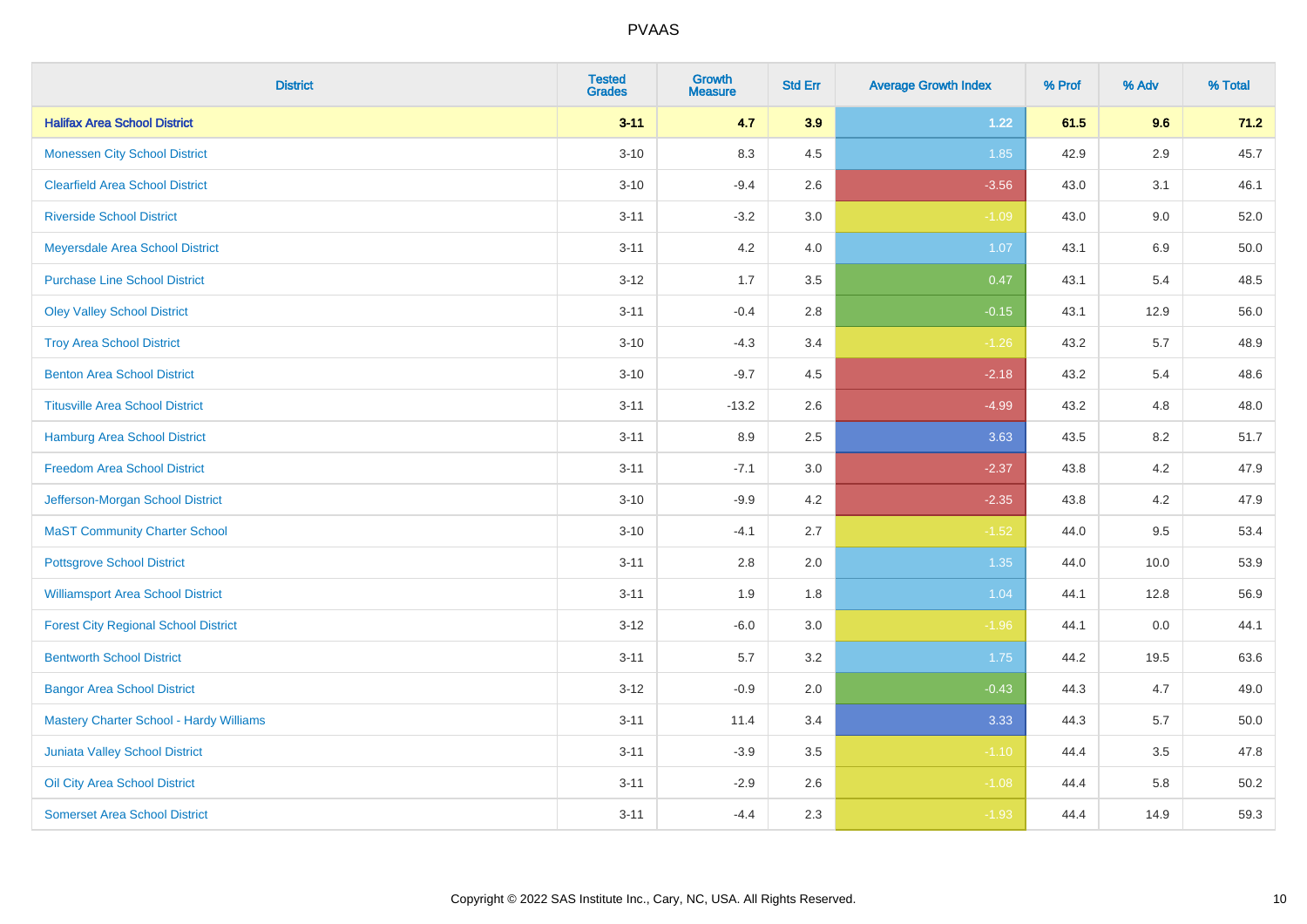# PVAAS

| District | Tested Grades | Growth Measure | Std Err | Average Growth Index | % Prof | % Adv | % Total |
|---|---|---|---|---|---|---|---|
| **Halifax Area School District** | **3-11** | **4.7** | **3.9** | **1.22** | **61.5** | **9.6** | **71.2** |
| Monessen City School District | 3-10 | 8.3 | 4.5 | 1.85 | 42.9 | 2.9 | 45.7 |
| Clearfield Area School District | 3-10 | -9.4 | 2.6 | -3.56 | 43.0 | 3.1 | 46.1 |
| Riverside School District | 3-11 | -3.2 | 3.0 | -1.09 | 43.0 | 9.0 | 52.0 |
| Meyersdale Area School District | 3-11 | 4.2 | 4.0 | 1.07 | 43.1 | 6.9 | 50.0 |
| Purchase Line School District | 3-12 | 1.7 | 3.5 | 0.47 | 43.1 | 5.4 | 48.5 |
| Oley Valley School District | 3-11 | -0.4 | 2.8 | -0.15 | 43.1 | 12.9 | 56.0 |
| Troy Area School District | 3-10 | -4.3 | 3.4 | -1.26 | 43.2 | 5.7 | 48.9 |
| Benton Area School District | 3-10 | -9.7 | 4.5 | -2.18 | 43.2 | 5.4 | 48.6 |
| Titusville Area School District | 3-11 | -13.2 | 2.6 | -4.99 | 43.2 | 4.8 | 48.0 |
| Hamburg Area School District | 3-11 | 8.9 | 2.5 | 3.63 | 43.5 | 8.2 | 51.7 |
| Freedom Area School District | 3-11 | -7.1 | 3.0 | -2.37 | 43.8 | 4.2 | 47.9 |
| Jefferson-Morgan School District | 3-10 | -9.9 | 4.2 | -2.35 | 43.8 | 4.2 | 47.9 |
| MaST Community Charter School | 3-10 | -4.1 | 2.7 | -1.52 | 44.0 | 9.5 | 53.4 |
| Pottsgrove School District | 3-11 | 2.8 | 2.0 | 1.35 | 44.0 | 10.0 | 53.9 |
| Williamsport Area School District | 3-11 | 1.9 | 1.8 | 1.04 | 44.1 | 12.8 | 56.9 |
| Forest City Regional School District | 3-12 | -6.0 | 3.0 | -1.96 | 44.1 | 0.0 | 44.1 |
| Bentworth School District | 3-11 | 5.7 | 3.2 | 1.75 | 44.2 | 19.5 | 63.6 |
| Bangor Area School District | 3-12 | -0.9 | 2.0 | -0.43 | 44.3 | 4.7 | 49.0 |
| Mastery Charter School - Hardy Williams | 3-11 | 11.4 | 3.4 | 3.33 | 44.3 | 5.7 | 50.0 |
| Juniata Valley School District | 3-11 | -3.9 | 3.5 | -1.10 | 44.4 | 3.5 | 47.8 |
| Oil City Area School District | 3-11 | -2.9 | 2.6 | -1.08 | 44.4 | 5.8 | 50.2 |
| Somerset Area School District | 3-11 | -4.4 | 2.3 | -1.93 | 44.4 | 14.9 | 59.3 |

Copyright © 2022 SAS Institute Inc., Cary, NC, USA. All Rights Reserved.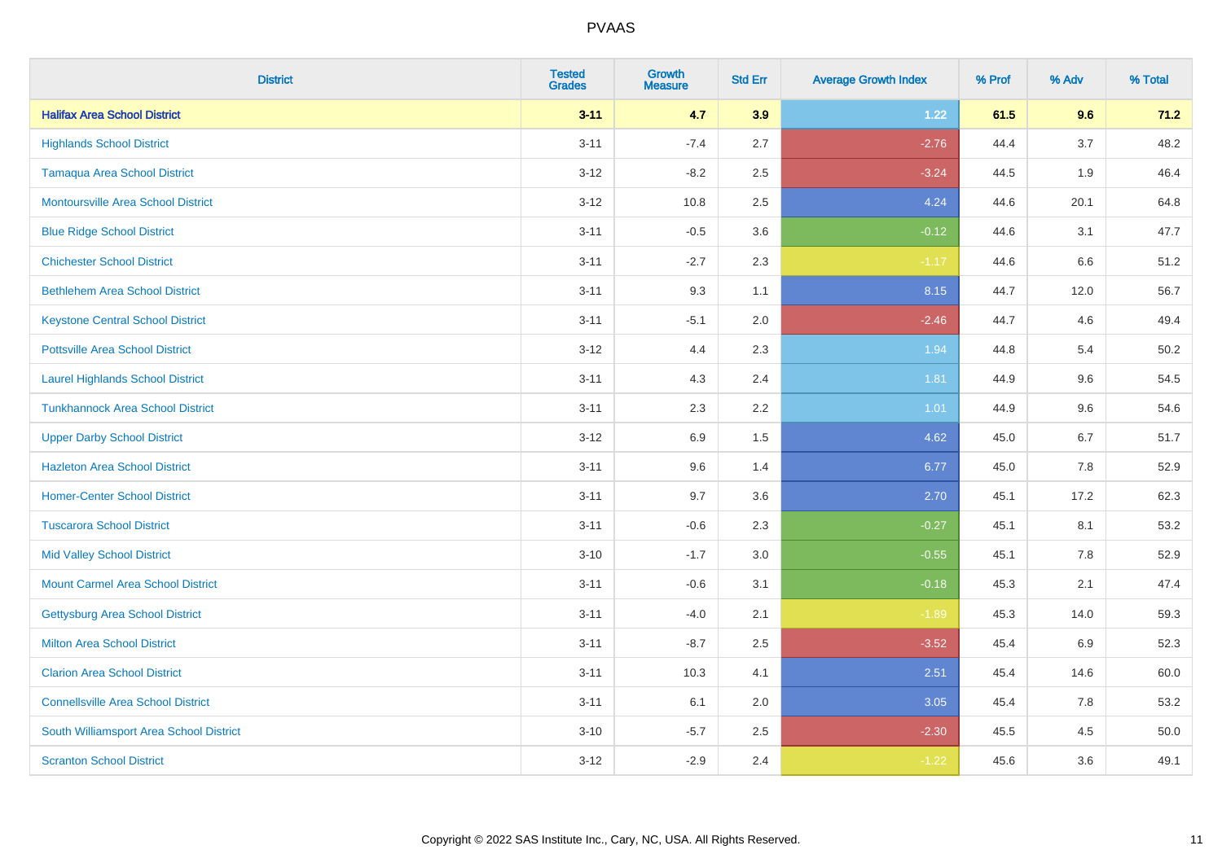# PVAAS

| District | Tested Grades | Growth Measure | Std Err | Average Growth Index | % Prof | % Adv | % Total |
|---|---|---|---|---|---|---|---|
| **Halifax Area School District** | **3-11** | **4.7** | **3.9** | **1.22** | **61.5** | **9.6** | **71.2** |
| Highlands School District | 3-11 | -7.4 | 2.7 | -2.76 | 44.4 | 3.7 | 48.2 |
| Tamaqua Area School District | 3-12 | -8.2 | 2.5 | -3.24 | 44.5 | 1.9 | 46.4 |
| Montoursville Area School District | 3-12 | 10.8 | 2.5 | 4.24 | 44.6 | 20.1 | 64.8 |
| Blue Ridge School District | 3-11 | -0.5 | 3.6 | -0.12 | 44.6 | 3.1 | 47.7 |
| Chichester School District | 3-11 | -2.7 | 2.3 | -1.17 | 44.6 | 6.6 | 51.2 |
| Bethlehem Area School District | 3-11 | 9.3 | 1.1 | 8.15 | 44.7 | 12.0 | 56.7 |
| Keystone Central School District | 3-11 | -5.1 | 2.0 | -2.46 | 44.7 | 4.6 | 49.4 |
| Pottsville Area School District | 3-12 | 4.4 | 2.3 | 1.94 | 44.8 | 5.4 | 50.2 |
| Laurel Highlands School District | 3-11 | 4.3 | 2.4 | 1.81 | 44.9 | 9.6 | 54.5 |
| Tunkhannock Area School District | 3-11 | 2.3 | 2.2 | 1.01 | 44.9 | 9.6 | 54.6 |
| Upper Darby School District | 3-12 | 6.9 | 1.5 | 4.62 | 45.0 | 6.7 | 51.7 |
| Hazleton Area School District | 3-11 | 9.6 | 1.4 | 6.77 | 45.0 | 7.8 | 52.9 |
| Homer-Center School District | 3-11 | 9.7 | 3.6 | 2.70 | 45.1 | 17.2 | 62.3 |
| Tuscarora School District | 3-11 | -0.6 | 2.3 | -0.27 | 45.1 | 8.1 | 53.2 |
| Mid Valley School District | 3-10 | -1.7 | 3.0 | -0.55 | 45.1 | 7.8 | 52.9 |
| Mount Carmel Area School District | 3-11 | -0.6 | 3.1 | -0.18 | 45.3 | 2.1 | 47.4 |
| Gettysburg Area School District | 3-11 | -4.0 | 2.1 | -1.89 | 45.3 | 14.0 | 59.3 |
| Milton Area School District | 3-11 | -8.7 | 2.5 | -3.52 | 45.4 | 6.9 | 52.3 |
| Clarion Area School District | 3-11 | 10.3 | 4.1 | 2.51 | 45.4 | 14.6 | 60.0 |
| Connellsville Area School District | 3-11 | 6.1 | 2.0 | 3.05 | 45.4 | 7.8 | 53.2 |
| South Williamsport Area School District | 3-10 | -5.7 | 2.5 | -2.30 | 45.5 | 4.5 | 50.0 |
| Scranton School District | 3-12 | -2.9 | 2.4 | -1.22 | 45.6 | 3.6 | 49.1 |

Copyright © 2022 SAS Institute Inc., Cary, NC, USA. All Rights Reserved.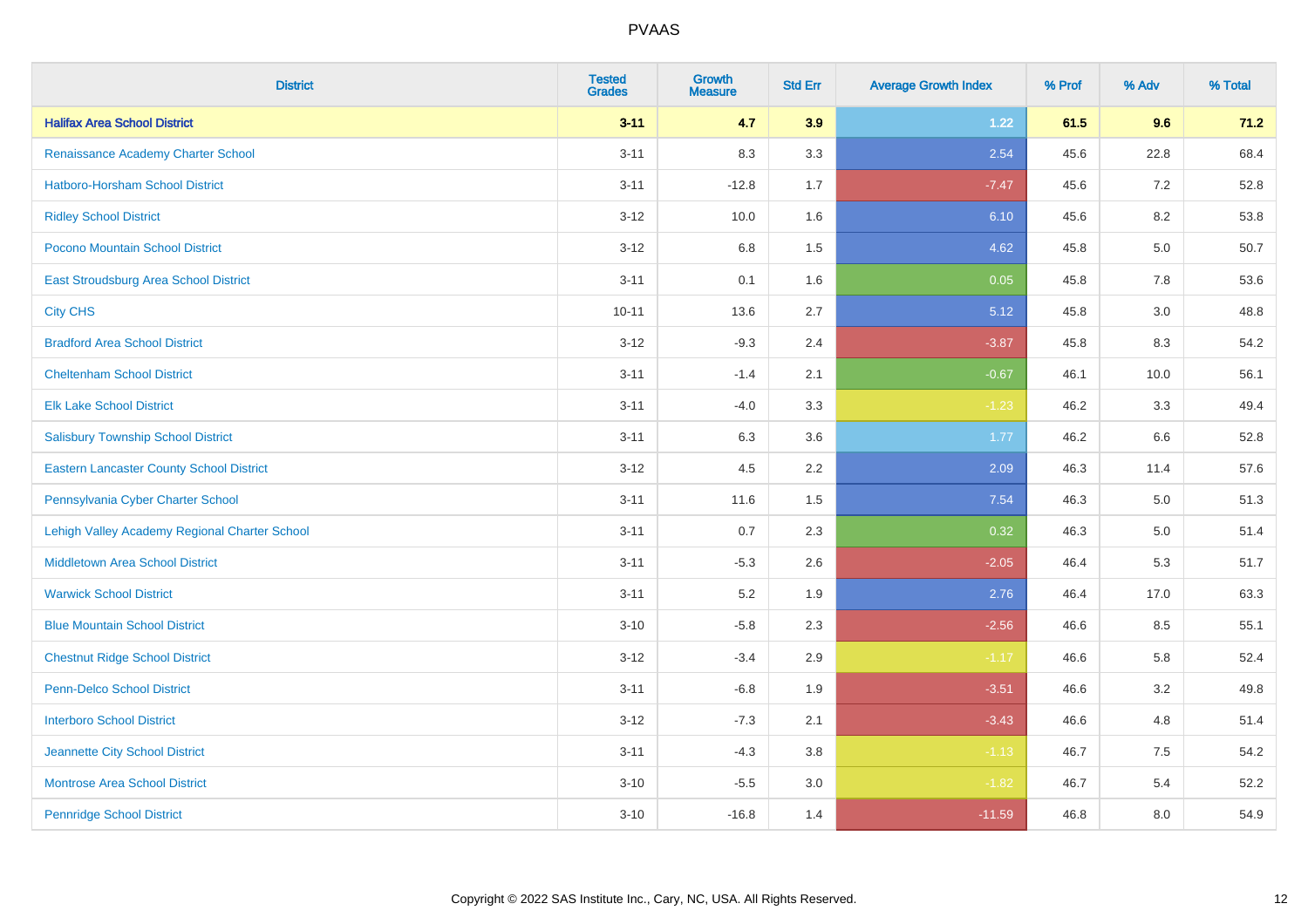# PVAAS

| District | Tested Grades | Growth Measure | Std Err | Average Growth Index | % Prof | % Adv | % Total |
|---|---|---|---|---|---|---|---|
| **Halifax Area School District** | **3-11** | **4.7** | **3.9** | **1.22** | **61.5** | **9.6** | **71.2** |
| Renaissance Academy Charter School | 3-11 | 8.3 | 3.3 | 2.54 | 45.6 | 22.8 | 68.4 |
| Hatboro-Horsham School District | 3-11 | -12.8 | 1.7 | -7.47 | 45.6 | 7.2 | 52.8 |
| Ridley School District | 3-12 | 10.0 | 1.6 | 6.10 | 45.6 | 8.2 | 53.8 |
| Pocono Mountain School District | 3-12 | 6.8 | 1.5 | 4.62 | 45.8 | 5.0 | 50.7 |
| East Stroudsburg Area School District | 3-11 | 0.1 | 1.6 | 0.05 | 45.8 | 7.8 | 53.6 |
| City CHS | 10-11 | 13.6 | 2.7 | 5.12 | 45.8 | 3.0 | 48.8 |
| Bradford Area School District | 3-12 | -9.3 | 2.4 | -3.87 | 45.8 | 8.3 | 54.2 |
| Cheltenham School District | 3-11 | -1.4 | 2.1 | -0.67 | 46.1 | 10.0 | 56.1 |
| Elk Lake School District | 3-11 | -4.0 | 3.3 | -1.23 | 46.2 | 3.3 | 49.4 |
| Salisbury Township School District | 3-11 | 6.3 | 3.6 | 1.77 | 46.2 | 6.6 | 52.8 |
| Eastern Lancaster County School District | 3-12 | 4.5 | 2.2 | 2.09 | 46.3 | 11.4 | 57.6 |
| Pennsylvania Cyber Charter School | 3-11 | 11.6 | 1.5 | 7.54 | 46.3 | 5.0 | 51.3 |
| Lehigh Valley Academy Regional Charter School | 3-11 | 0.7 | 2.3 | 0.32 | 46.3 | 5.0 | 51.4 |
| Middletown Area School District | 3-11 | -5.3 | 2.6 | -2.05 | 46.4 | 5.3 | 51.7 |
| Warwick School District | 3-11 | 5.2 | 1.9 | 2.76 | 46.4 | 17.0 | 63.3 |
| Blue Mountain School District | 3-10 | -5.8 | 2.3 | -2.56 | 46.6 | 8.5 | 55.1 |
| Chestnut Ridge School District | 3-12 | -3.4 | 2.9 | -1.17 | 46.6 | 5.8 | 52.4 |
| Penn-Delco School District | 3-11 | -6.8 | 1.9 | -3.51 | 46.6 | 3.2 | 49.8 |
| Interboro School District | 3-12 | -7.3 | 2.1 | -3.43 | 46.6 | 4.8 | 51.4 |
| Jeannette City School District | 3-11 | -4.3 | 3.8 | -1.13 | 46.7 | 7.5 | 54.2 |
| Montrose Area School District | 3-10 | -5.5 | 3.0 | -1.82 | 46.7 | 5.4 | 52.2 |
| Pennridge School District | 3-10 | -16.8 | 1.4 | -11.59 | 46.8 | 8.0 | 54.9 |

Copyright © 2022 SAS Institute Inc., Cary, NC, USA. All Rights Reserved.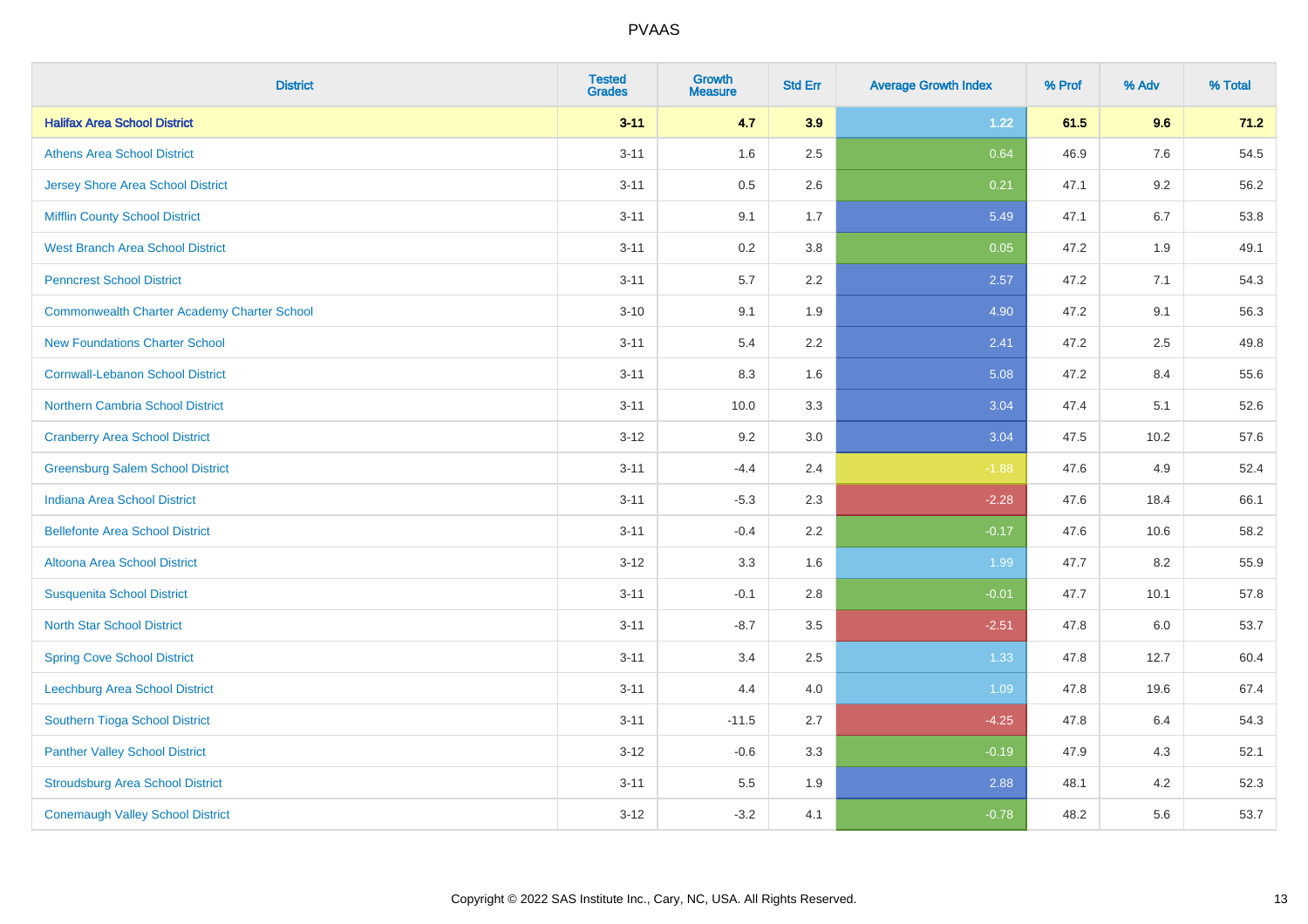| District | Tested Grades | Growth Measure | Std Err | Average Growth Index | % Prof | % Adv | % Total |
|---|---|---|---|---|---|---|---|
| **Halifax Area School District** | **3-11** | **4.7** | **3.9** | **1.22** | **61.5** | **9.6** | **71.2** |
| Athens Area School District | 3-11 | 1.6 | 2.5 | 0.64 | 46.9 | 7.6 | 54.5 |
| Jersey Shore Area School District | 3-11 | 0.5 | 2.6 | 0.21 | 47.1 | 9.2 | 56.2 |
| Mifflin County School District | 3-11 | 9.1 | 1.7 | 5.49 | 47.1 | 6.7 | 53.8 |
| West Branch Area School District | 3-11 | 0.2 | 3.8 | 0.05 | 47.2 | 1.9 | 49.1 |
| Penncrest School District | 3-11 | 5.7 | 2.2 | 2.57 | 47.2 | 7.1 | 54.3 |
| Commonwealth Charter Academy Charter School | 3-10 | 9.1 | 1.9 | 4.90 | 47.2 | 9.1 | 56.3 |
| New Foundations Charter School | 3-11 | 5.4 | 2.2 | 2.41 | 47.2 | 2.5 | 49.8 |
| Cornwall-Lebanon School District | 3-11 | 8.3 | 1.6 | 5.08 | 47.2 | 8.4 | 55.6 |
| Northern Cambria School District | 3-11 | 10.0 | 3.3 | 3.04 | 47.4 | 5.1 | 52.6 |
| Cranberry Area School District | 3-12 | 9.2 | 3.0 | 3.04 | 47.5 | 10.2 | 57.6 |
| Greensburg Salem School District | 3-11 | -4.4 | 2.4 | -1.88 | 47.6 | 4.9 | 52.4 |
| Indiana Area School District | 3-11 | -5.3 | 2.3 | -2.28 | 47.6 | 18.4 | 66.1 |
| Bellefonte Area School District | 3-11 | -0.4 | 2.2 | -0.17 | 47.6 | 10.6 | 58.2 |
| Altoona Area School District | 3-12 | 3.3 | 1.6 | 1.99 | 47.7 | 8.2 | 55.9 |
| Susquenita School District | 3-11 | -0.1 | 2.8 | -0.01 | 47.7 | 10.1 | 57.8 |
| North Star School District | 3-11 | -8.7 | 3.5 | -2.51 | 47.8 | 6.0 | 53.7 |
| Spring Cove School District | 3-11 | 3.4 | 2.5 | 1.33 | 47.8 | 12.7 | 60.4 |
| Leechburg Area School District | 3-11 | 4.4 | 4.0 | 1.09 | 47.8 | 19.6 | 67.4 |
| Southern Tioga School District | 3-11 | -11.5 | 2.7 | -4.25 | 47.8 | 6.4 | 54.3 |
| Panther Valley School District | 3-12 | -0.6 | 3.3 | -0.19 | 47.9 | 4.3 | 52.1 |
| Stroudsburg Area School District | 3-11 | 5.5 | 1.9 | 2.88 | 48.1 | 4.2 | 52.3 |
| Conemaugh Valley School District | 3-12 | -3.2 | 4.1 | -0.78 | 48.2 | 5.6 | 53.7 |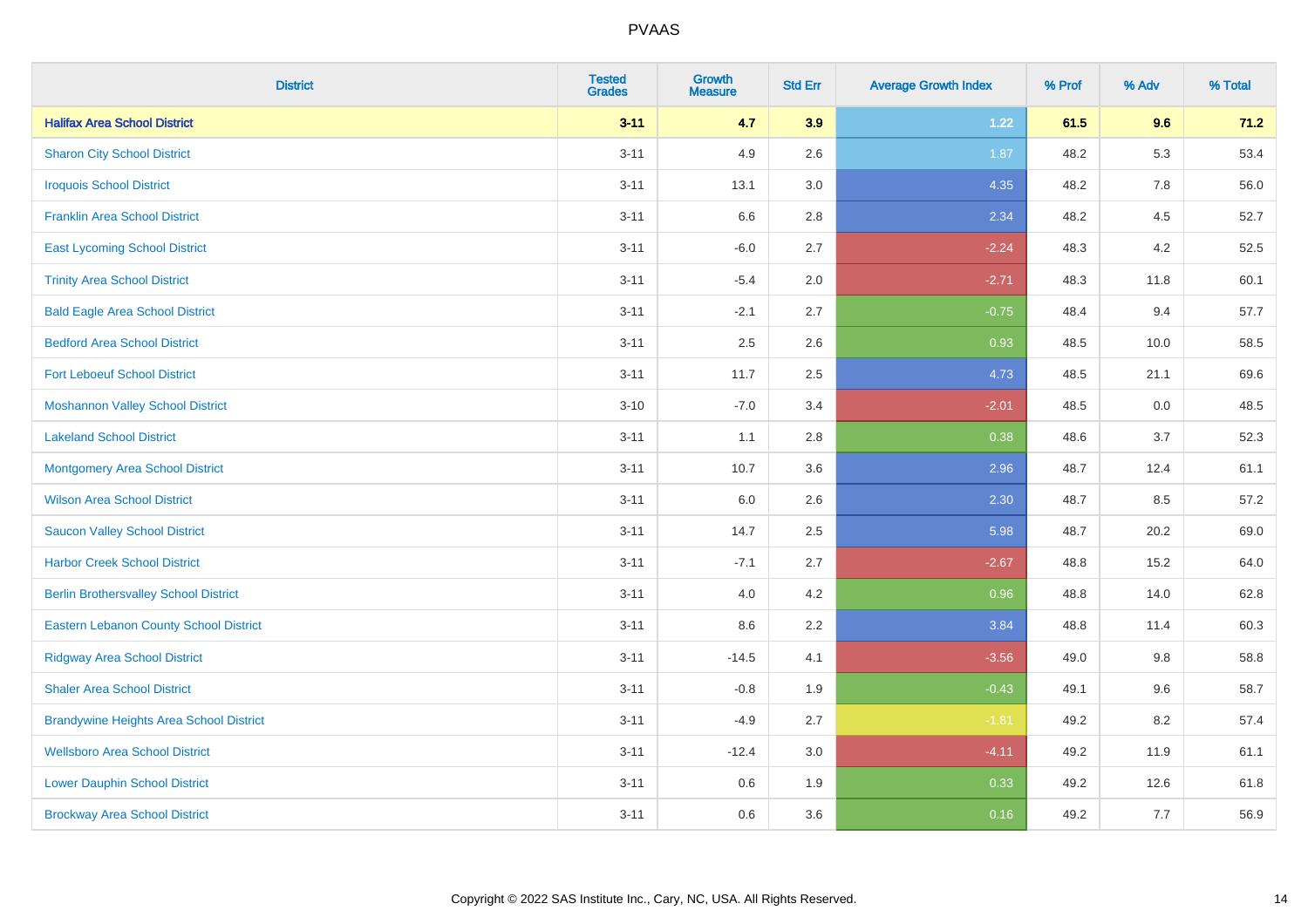PVAAS

| District | Tested Grades | Growth Measure | Std Err | Average Growth Index | % Prof | % Adv | % Total |
|---|---|---|---|---|---|---|---|
| **Halifax Area School District** | **3-11** | **4.7** | **3.9** | **1.22** | **61.5** | **9.6** | **71.2** |
| Sharon City School District | 3-11 | 4.9 | 2.6 | 1.87 | 48.2 | 5.3 | 53.4 |
| Iroquois School District | 3-11 | 13.1 | 3.0 | 4.35 | 48.2 | 7.8 | 56.0 |
| Franklin Area School District | 3-11 | 6.6 | 2.8 | 2.34 | 48.2 | 4.5 | 52.7 |
| East Lycoming School District | 3-11 | -6.0 | 2.7 | -2.24 | 48.3 | 4.2 | 52.5 |
| Trinity Area School District | 3-11 | -5.4 | 2.0 | -2.71 | 48.3 | 11.8 | 60.1 |
| Bald Eagle Area School District | 3-11 | -2.1 | 2.7 | -0.75 | 48.4 | 9.4 | 57.7 |
| Bedford Area School District | 3-11 | 2.5 | 2.6 | 0.93 | 48.5 | 10.0 | 58.5 |
| Fort Leboeuf School District | 3-11 | 11.7 | 2.5 | 4.73 | 48.5 | 21.1 | 69.6 |
| Moshannon Valley School District | 3-10 | -7.0 | 3.4 | -2.01 | 48.5 | 0.0 | 48.5 |
| Lakeland School District | 3-11 | 1.1 | 2.8 | 0.38 | 48.6 | 3.7 | 52.3 |
| Montgomery Area School District | 3-11 | 10.7 | 3.6 | 2.96 | 48.7 | 12.4 | 61.1 |
| Wilson Area School District | 3-11 | 6.0 | 2.6 | 2.30 | 48.7 | 8.5 | 57.2 |
| Saucon Valley School District | 3-11 | 14.7 | 2.5 | 5.98 | 48.7 | 20.2 | 69.0 |
| Harbor Creek School District | 3-11 | -7.1 | 2.7 | -2.67 | 48.8 | 15.2 | 64.0 |
| Berlin Brothersvalley School District | 3-11 | 4.0 | 4.2 | 0.96 | 48.8 | 14.0 | 62.8 |
| Eastern Lebanon County School District | 3-11 | 8.6 | 2.2 | 3.84 | 48.8 | 11.4 | 60.3 |
| Ridgway Area School District | 3-11 | -14.5 | 4.1 | -3.56 | 49.0 | 9.8 | 58.8 |
| Shaler Area School District | 3-11 | -0.8 | 1.9 | -0.43 | 49.1 | 9.6 | 58.7 |
| Brandywine Heights Area School District | 3-11 | -4.9 | 2.7 | -1.81 | 49.2 | 8.2 | 57.4 |
| Wellsboro Area School District | 3-11 | -12.4 | 3.0 | -4.11 | 49.2 | 11.9 | 61.1 |
| Lower Dauphin School District | 3-11 | 0.6 | 1.9 | 0.33 | 49.2 | 12.6 | 61.8 |
| Brockway Area School District | 3-11 | 0.6 | 3.6 | 0.16 | 49.2 | 7.7 | 56.9 |

Copyright © 2022 SAS Institute Inc., Cary, NC, USA. All Rights Reserved.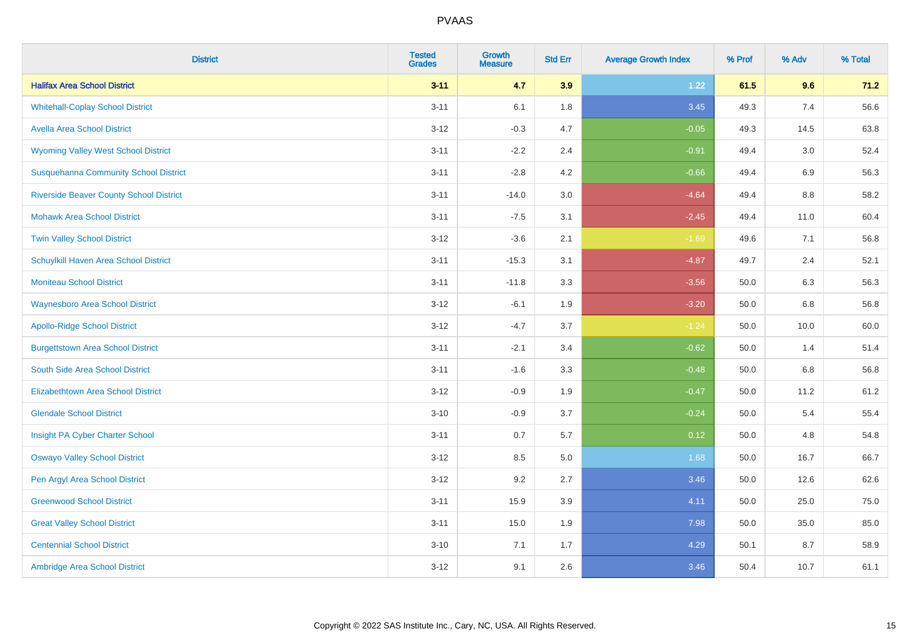| District | Tested Grades | Growth Measure | Std Err | Average Growth Index | % Prof | % Adv | % Total |
|---|---|---|---|---|---|---|---|
| **Halifax Area School District** | **3-11** | **4.7** | **3.9** | **1.22** | **61.5** | **9.6** | **71.2** |
| Whitehall-Coplay School District | 3-11 | 6.1 | 1.8 | 3.45 | 49.3 | 7.4 | 56.6 |
| Avella Area School District | 3-12 | -0.3 | 4.7 | -0.05 | 49.3 | 14.5 | 63.8 |
| Wyoming Valley West School District | 3-11 | -2.2 | 2.4 | -0.91 | 49.4 | 3.0 | 52.4 |
| Susquehanna Community School District | 3-11 | -2.8 | 4.2 | -0.66 | 49.4 | 6.9 | 56.3 |
| Riverside Beaver County School District | 3-11 | -14.0 | 3.0 | -4.64 | 49.4 | 8.8 | 58.2 |
| Mohawk Area School District | 3-11 | -7.5 | 3.1 | -2.45 | 49.4 | 11.0 | 60.4 |
| Twin Valley School District | 3-12 | -3.6 | 2.1 | -1.69 | 49.6 | 7.1 | 56.8 |
| Schuylkill Haven Area School District | 3-11 | -15.3 | 3.1 | -4.87 | 49.7 | 2.4 | 52.1 |
| Moniteau School District | 3-11 | -11.8 | 3.3 | -3.56 | 50.0 | 6.3 | 56.3 |
| Waynesboro Area School District | 3-12 | -6.1 | 1.9 | -3.20 | 50.0 | 6.8 | 56.8 |
| Apollo-Ridge School District | 3-12 | -4.7 | 3.7 | -1.24 | 50.0 | 10.0 | 60.0 |
| Burgettstown Area School District | 3-11 | -2.1 | 3.4 | -0.62 | 50.0 | 1.4 | 51.4 |
| South Side Area School District | 3-11 | -1.6 | 3.3 | -0.48 | 50.0 | 6.8 | 56.8 |
| Elizabethtown Area School District | 3-12 | -0.9 | 1.9 | -0.47 | 50.0 | 11.2 | 61.2 |
| Glendale School District | 3-10 | -0.9 | 3.7 | -0.24 | 50.0 | 5.4 | 55.4 |
| Insight PA Cyber Charter School | 3-11 | 0.7 | 5.7 | 0.12 | 50.0 | 4.8 | 54.8 |
| Oswayo Valley School District | 3-12 | 8.5 | 5.0 | 1.68 | 50.0 | 16.7 | 66.7 |
| Pen Argyl Area School District | 3-12 | 9.2 | 2.7 | 3.46 | 50.0 | 12.6 | 62.6 |
| Greenwood School District | 3-11 | 15.9 | 3.9 | 4.11 | 50.0 | 25.0 | 75.0 |
| Great Valley School District | 3-11 | 15.0 | 1.9 | 7.98 | 50.0 | 35.0 | 85.0 |
| Centennial School District | 3-10 | 7.1 | 1.7 | 4.29 | 50.1 | 8.7 | 58.9 |
| Ambridge Area School District | 3-12 | 9.1 | 2.6 | 3.46 | 50.4 | 10.7 | 61.1 |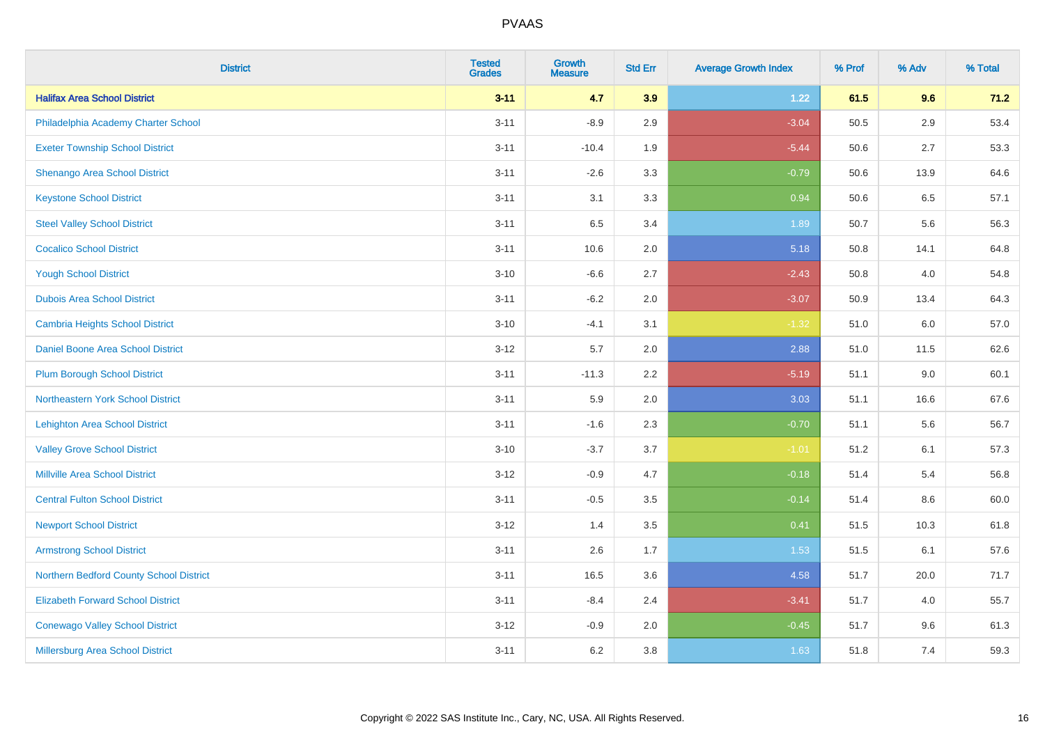# PVAAS

| District | Tested Grades | Growth Measure | Std Err | Average Growth Index | % Prof | % Adv | % Total |
|---|---|---|---|---|---|---|---|
| **Halifax Area School District** | **3-11** | **4.7** | **3.9** | **1.22** | **61.5** | **9.6** | **71.2** |
| Philadelphia Academy Charter School | 3-11 | -8.9 | 2.9 | -3.04 | 50.5 | 2.9 | 53.4 |
| Exeter Township School District | 3-11 | -10.4 | 1.9 | -5.44 | 50.6 | 2.7 | 53.3 |
| Shenango Area School District | 3-11 | -2.6 | 3.3 | -0.79 | 50.6 | 13.9 | 64.6 |
| Keystone School District | 3-11 | 3.1 | 3.3 | 0.94 | 50.6 | 6.5 | 57.1 |
| Steel Valley School District | 3-11 | 6.5 | 3.4 | 1.89 | 50.7 | 5.6 | 56.3 |
| Cocalico School District | 3-11 | 10.6 | 2.0 | 5.18 | 50.8 | 14.1 | 64.8 |
| Yough School District | 3-10 | -6.6 | 2.7 | -2.43 | 50.8 | 4.0 | 54.8 |
| Dubois Area School District | 3-11 | -6.2 | 2.0 | -3.07 | 50.9 | 13.4 | 64.3 |
| Cambria Heights School District | 3-10 | -4.1 | 3.1 | -1.32 | 51.0 | 6.0 | 57.0 |
| Daniel Boone Area School District | 3-12 | 5.7 | 2.0 | 2.88 | 51.0 | 11.5 | 62.6 |
| Plum Borough School District | 3-11 | -11.3 | 2.2 | -5.19 | 51.1 | 9.0 | 60.1 |
| Northeastern York School District | 3-11 | 5.9 | 2.0 | 3.03 | 51.1 | 16.6 | 67.6 |
| Lehighton Area School District | 3-11 | -1.6 | 2.3 | -0.70 | 51.1 | 5.6 | 56.7 |
| Valley Grove School District | 3-10 | -3.7 | 3.7 | -1.01 | 51.2 | 6.1 | 57.3 |
| Millville Area School District | 3-12 | -0.9 | 4.7 | -0.18 | 51.4 | 5.4 | 56.8 |
| Central Fulton School District | 3-11 | -0.5 | 3.5 | -0.14 | 51.4 | 8.6 | 60.0 |
| Newport School District | 3-12 | 1.4 | 3.5 | 0.41 | 51.5 | 10.3 | 61.8 |
| Armstrong School District | 3-11 | 2.6 | 1.7 | 1.53 | 51.5 | 6.1 | 57.6 |
| Northern Bedford County School District | 3-11 | 16.5 | 3.6 | 4.58 | 51.7 | 20.0 | 71.7 |
| Elizabeth Forward School District | 3-11 | -8.4 | 2.4 | -3.41 | 51.7 | 4.0 | 55.7 |
| Conewago Valley School District | 3-12 | -0.9 | 2.0 | -0.45 | 51.7 | 9.6 | 61.3 |
| Millersburg Area School District | 3-11 | 6.2 | 3.8 | 1.63 | 51.8 | 7.4 | 59.3 |

Copyright © 2022 SAS Institute Inc., Cary, NC, USA. All Rights Reserved.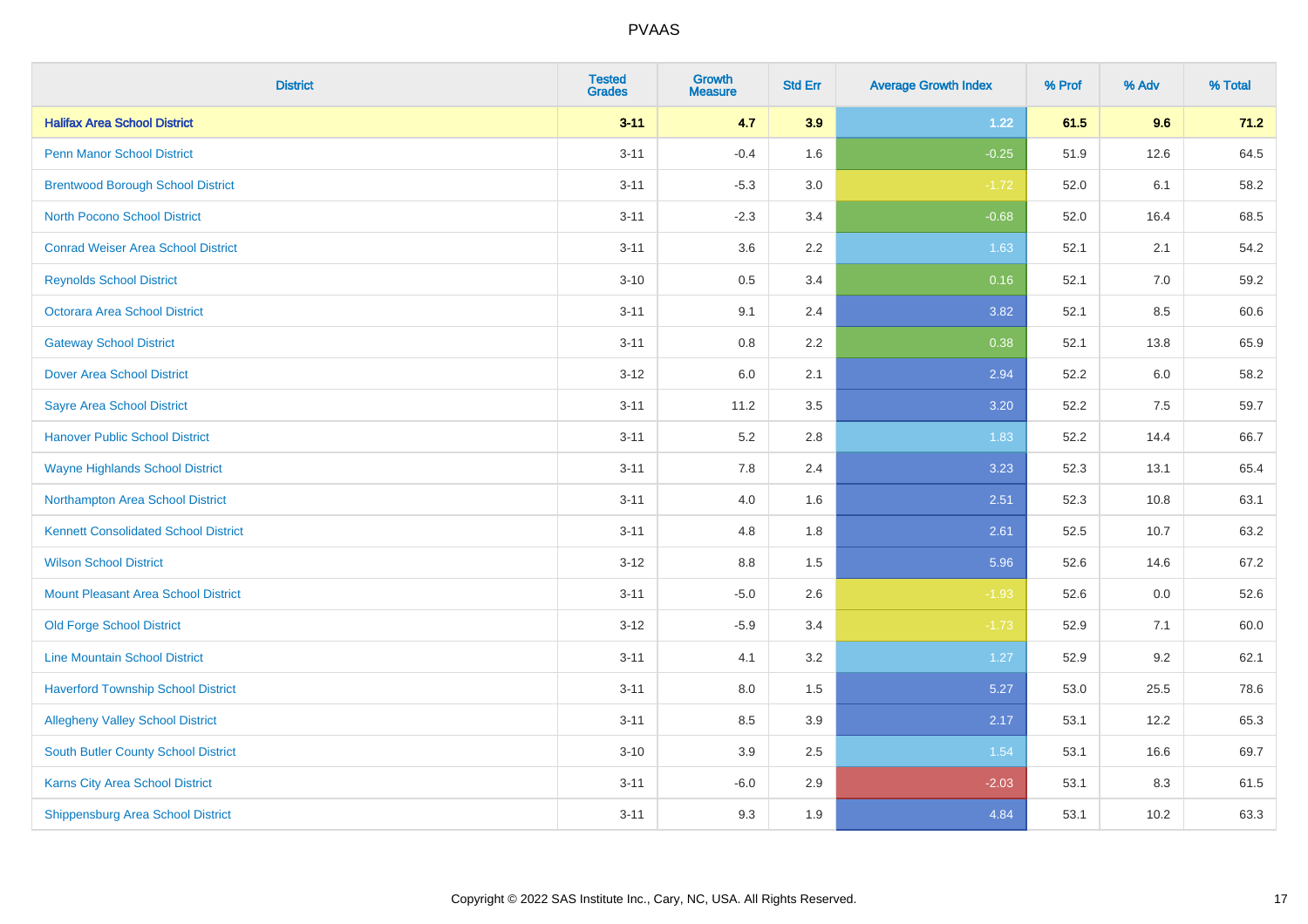# PVAAS

| District | Tested Grades | Growth Measure | Std Err | Average Growth Index | % Prof | % Adv | % Total |
|---|---|---|---|---|---|---|---|
| **Halifax Area School District** | **3-11** | **4.7** | **3.9** | **1.22** | **61.5** | **9.6** | **71.2** |
| Penn Manor School District | 3-11 | -0.4 | 1.6 | -0.25 | 51.9 | 12.6 | 64.5 |
| Brentwood Borough School District | 3-11 | -5.3 | 3.0 | -1.72 | 52.0 | 6.1 | 58.2 |
| North Pocono School District | 3-11 | -2.3 | 3.4 | -0.68 | 52.0 | 16.4 | 68.5 |
| Conrad Weiser Area School District | 3-11 | 3.6 | 2.2 | 1.63 | 52.1 | 2.1 | 54.2 |
| Reynolds School District | 3-10 | 0.5 | 3.4 | 0.16 | 52.1 | 7.0 | 59.2 |
| Octorara Area School District | 3-11 | 9.1 | 2.4 | 3.82 | 52.1 | 8.5 | 60.6 |
| Gateway School District | 3-11 | 0.8 | 2.2 | 0.38 | 52.1 | 13.8 | 65.9 |
| Dover Area School District | 3-12 | 6.0 | 2.1 | 2.94 | 52.2 | 6.0 | 58.2 |
| Sayre Area School District | 3-11 | 11.2 | 3.5 | 3.20 | 52.2 | 7.5 | 59.7 |
| Hanover Public School District | 3-11 | 5.2 | 2.8 | 1.83 | 52.2 | 14.4 | 66.7 |
| Wayne Highlands School District | 3-11 | 7.8 | 2.4 | 3.23 | 52.3 | 13.1 | 65.4 |
| Northampton Area School District | 3-11 | 4.0 | 1.6 | 2.51 | 52.3 | 10.8 | 63.1 |
| Kennett Consolidated School District | 3-11 | 4.8 | 1.8 | 2.61 | 52.5 | 10.7 | 63.2 |
| Wilson School District | 3-12 | 8.8 | 1.5 | 5.96 | 52.6 | 14.6 | 67.2 |
| Mount Pleasant Area School District | 3-11 | -5.0 | 2.6 | -1.93 | 52.6 | 0.0 | 52.6 |
| Old Forge School District | 3-12 | -5.9 | 3.4 | -1.73 | 52.9 | 7.1 | 60.0 |
| Line Mountain School District | 3-11 | 4.1 | 3.2 | 1.27 | 52.9 | 9.2 | 62.1 |
| Haverford Township School District | 3-11 | 8.0 | 1.5 | 5.27 | 53.0 | 25.5 | 78.6 |
| Allegheny Valley School District | 3-11 | 8.5 | 3.9 | 2.17 | 53.1 | 12.2 | 65.3 |
| South Butler County School District | 3-10 | 3.9 | 2.5 | 1.54 | 53.1 | 16.6 | 69.7 |
| Karns City Area School District | 3-11 | -6.0 | 2.9 | -2.03 | 53.1 | 8.3 | 61.5 |
| Shippensburg Area School District | 3-11 | 9.3 | 1.9 | 4.84 | 53.1 | 10.2 | 63.3 |

Copyright © 2022 SAS Institute Inc., Cary, NC, USA. All Rights Reserved.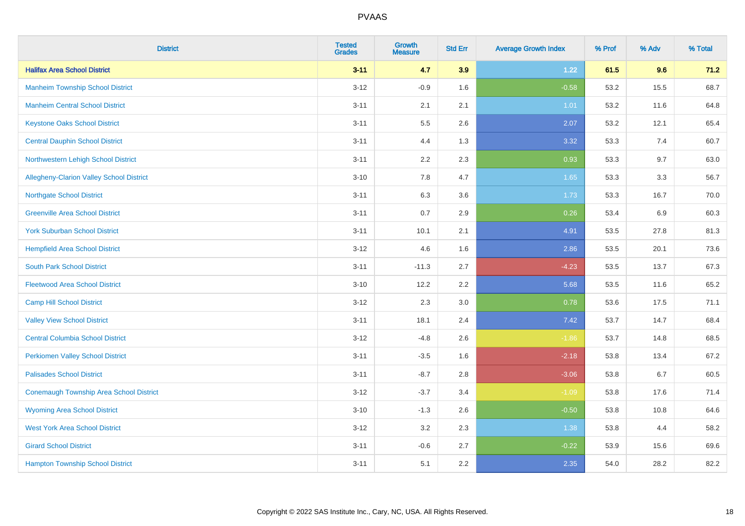# PVAAS

| District | Tested Grades | Growth Measure | Std Err | Average Growth Index | % Prof | % Adv | % Total |
|---|---|---|---|---|---|---|---|
| **Halifax Area School District** | **3-11** | **4.7** | **3.9** | **1.22** | **61.5** | **9.6** | **71.2** |
| Manheim Township School District | 3-12 | -0.9 | 1.6 | -0.58 | 53.2 | 15.5 | 68.7 |
| Manheim Central School District | 3-11 | 2.1 | 2.1 | 1.01 | 53.2 | 11.6 | 64.8 |
| Keystone Oaks School District | 3-11 | 5.5 | 2.6 | 2.07 | 53.2 | 12.1 | 65.4 |
| Central Dauphin School District | 3-11 | 4.4 | 1.3 | 3.32 | 53.3 | 7.4 | 60.7 |
| Northwestern Lehigh School District | 3-11 | 2.2 | 2.3 | 0.93 | 53.3 | 9.7 | 63.0 |
| Allegheny-Clarion Valley School District | 3-10 | 7.8 | 4.7 | 1.65 | 53.3 | 3.3 | 56.7 |
| Northgate School District | 3-11 | 6.3 | 3.6 | 1.73 | 53.3 | 16.7 | 70.0 |
| Greenville Area School District | 3-11 | 0.7 | 2.9 | 0.26 | 53.4 | 6.9 | 60.3 |
| York Suburban School District | 3-11 | 10.1 | 2.1 | 4.91 | 53.5 | 27.8 | 81.3 |
| Hempfield Area School District | 3-12 | 4.6 | 1.6 | 2.86 | 53.5 | 20.1 | 73.6 |
| South Park School District | 3-11 | -11.3 | 2.7 | -4.23 | 53.5 | 13.7 | 67.3 |
| Fleetwood Area School District | 3-10 | 12.2 | 2.2 | 5.68 | 53.5 | 11.6 | 65.2 |
| Camp Hill School District | 3-12 | 2.3 | 3.0 | 0.78 | 53.6 | 17.5 | 71.1 |
| Valley View School District | 3-11 | 18.1 | 2.4 | 7.42 | 53.7 | 14.7 | 68.4 |
| Central Columbia School District | 3-12 | -4.8 | 2.6 | -1.86 | 53.7 | 14.8 | 68.5 |
| Perkiomen Valley School District | 3-11 | -3.5 | 1.6 | -2.18 | 53.8 | 13.4 | 67.2 |
| Palisades School District | 3-11 | -8.7 | 2.8 | -3.06 | 53.8 | 6.7 | 60.5 |
| Conemaugh Township Area School District | 3-12 | -3.7 | 3.4 | -1.09 | 53.8 | 17.6 | 71.4 |
| Wyoming Area School District | 3-10 | -1.3 | 2.6 | -0.50 | 53.8 | 10.8 | 64.6 |
| West York Area School District | 3-12 | 3.2 | 2.3 | 1.38 | 53.8 | 4.4 | 58.2 |
| Girard School District | 3-11 | -0.6 | 2.7 | -0.22 | 53.9 | 15.6 | 69.6 |
| Hampton Township School District | 3-11 | 5.1 | 2.2 | 2.35 | 54.0 | 28.2 | 82.2 |

Copyright © 2022 SAS Institute Inc., Cary, NC, USA. All Rights Reserved.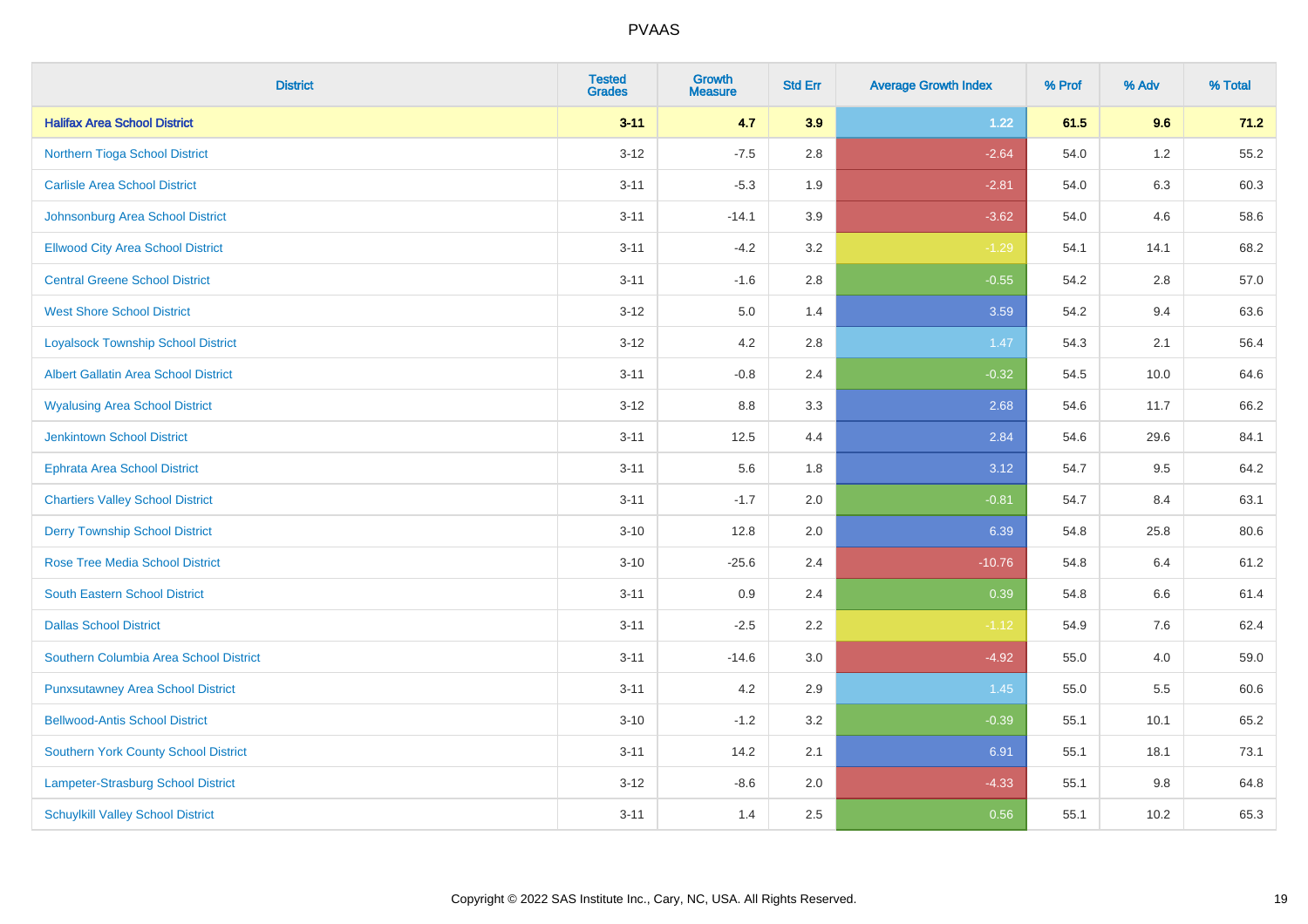| District | Tested Grades | Growth Measure | Std Err | Average Growth Index | % Prof | % Adv | % Total |
|---|---|---|---|---|---|---|---|
| **Halifax Area School District** | **3-11** | **4.7** | **3.9** | **1.22** | **61.5** | **9.6** | **71.2** |
| Northern Tioga School District | 3-12 | -7.5 | 2.8 | -2.64 | 54.0 | 1.2 | 55.2 |
| Carlisle Area School District | 3-11 | -5.3 | 1.9 | -2.81 | 54.0 | 6.3 | 60.3 |
| Johnsonburg Area School District | 3-11 | -14.1 | 3.9 | -3.62 | 54.0 | 4.6 | 58.6 |
| Ellwood City Area School District | 3-11 | -4.2 | 3.2 | -1.29 | 54.1 | 14.1 | 68.2 |
| Central Greene School District | 3-11 | -1.6 | 2.8 | -0.55 | 54.2 | 2.8 | 57.0 |
| West Shore School District | 3-12 | 5.0 | 1.4 | 3.59 | 54.2 | 9.4 | 63.6 |
| Loyalsock Township School District | 3-12 | 4.2 | 2.8 | 1.47 | 54.3 | 2.1 | 56.4 |
| Albert Gallatin Area School District | 3-11 | -0.8 | 2.4 | -0.32 | 54.5 | 10.0 | 64.6 |
| Wyalusing Area School District | 3-12 | 8.8 | 3.3 | 2.68 | 54.6 | 11.7 | 66.2 |
| Jenkintown School District | 3-11 | 12.5 | 4.4 | 2.84 | 54.6 | 29.6 | 84.1 |
| Ephrata Area School District | 3-11 | 5.6 | 1.8 | 3.12 | 54.7 | 9.5 | 64.2 |
| Chartiers Valley School District | 3-11 | -1.7 | 2.0 | -0.81 | 54.7 | 8.4 | 63.1 |
| Derry Township School District | 3-10 | 12.8 | 2.0 | 6.39 | 54.8 | 25.8 | 80.6 |
| Rose Tree Media School District | 3-10 | -25.6 | 2.4 | -10.76 | 54.8 | 6.4 | 61.2 |
| South Eastern School District | 3-11 | 0.9 | 2.4 | 0.39 | 54.8 | 6.6 | 61.4 |
| Dallas School District | 3-11 | -2.5 | 2.2 | -1.12 | 54.9 | 7.6 | 62.4 |
| Southern Columbia Area School District | 3-11 | -14.6 | 3.0 | -4.92 | 55.0 | 4.0 | 59.0 |
| Punxsutawney Area School District | 3-11 | 4.2 | 2.9 | 1.45 | 55.0 | 5.5 | 60.6 |
| Bellwood-Antis School District | 3-10 | -1.2 | 3.2 | -0.39 | 55.1 | 10.1 | 65.2 |
| Southern York County School District | 3-11 | 14.2 | 2.1 | 6.91 | 55.1 | 18.1 | 73.1 |
| Lampeter-Strasburg School District | 3-12 | -8.6 | 2.0 | -4.33 | 55.1 | 9.8 | 64.8 |
| Schuylkill Valley School District | 3-11 | 1.4 | 2.5 | 0.56 | 55.1 | 10.2 | 65.3 |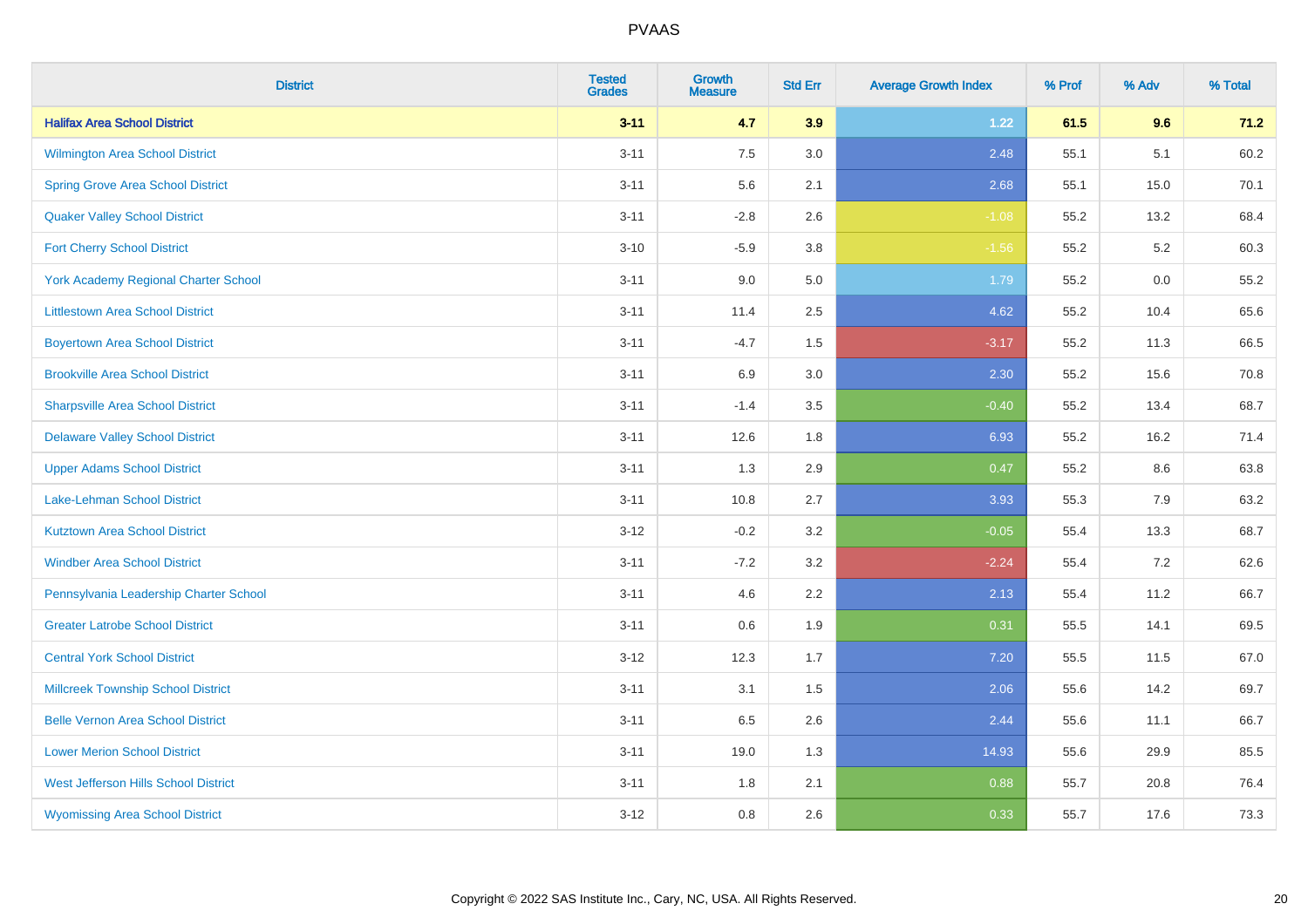| District | Tested Grades | Growth Measure | Std Err | Average Growth Index | % Prof | % Adv | % Total |
|---|---|---|---|---|---|---|---|
| **Halifax Area School District** | **3-11** | **4.7** | **3.9** | **1.22** | **61.5** | **9.6** | **71.2** |
| Wilmington Area School District | 3-11 | 7.5 | 3.0 | 2.48 | 55.1 | 5.1 | 60.2 |
| Spring Grove Area School District | 3-11 | 5.6 | 2.1 | 2.68 | 55.1 | 15.0 | 70.1 |
| Quaker Valley School District | 3-11 | -2.8 | 2.6 | -1.08 | 55.2 | 13.2 | 68.4 |
| Fort Cherry School District | 3-10 | -5.9 | 3.8 | -1.56 | 55.2 | 5.2 | 60.3 |
| York Academy Regional Charter School | 3-11 | 9.0 | 5.0 | 1.79 | 55.2 | 0.0 | 55.2 |
| Littlestown Area School District | 3-11 | 11.4 | 2.5 | 4.62 | 55.2 | 10.4 | 65.6 |
| Boyertown Area School District | 3-11 | -4.7 | 1.5 | -3.17 | 55.2 | 11.3 | 66.5 |
| Brookville Area School District | 3-11 | 6.9 | 3.0 | 2.30 | 55.2 | 15.6 | 70.8 |
| Sharpsville Area School District | 3-11 | -1.4 | 3.5 | -0.40 | 55.2 | 13.4 | 68.7 |
| Delaware Valley School District | 3-11 | 12.6 | 1.8 | 6.93 | 55.2 | 16.2 | 71.4 |
| Upper Adams School District | 3-11 | 1.3 | 2.9 | 0.47 | 55.2 | 8.6 | 63.8 |
| Lake-Lehman School District | 3-11 | 10.8 | 2.7 | 3.93 | 55.3 | 7.9 | 63.2 |
| Kutztown Area School District | 3-12 | -0.2 | 3.2 | -0.05 | 55.4 | 13.3 | 68.7 |
| Windber Area School District | 3-11 | -7.2 | 3.2 | -2.24 | 55.4 | 7.2 | 62.6 |
| Pennsylvania Leadership Charter School | 3-11 | 4.6 | 2.2 | 2.13 | 55.4 | 11.2 | 66.7 |
| Greater Latrobe School District | 3-11 | 0.6 | 1.9 | 0.31 | 55.5 | 14.1 | 69.5 |
| Central York School District | 3-12 | 12.3 | 1.7 | 7.20 | 55.5 | 11.5 | 67.0 |
| Millcreek Township School District | 3-11 | 3.1 | 1.5 | 2.06 | 55.6 | 14.2 | 69.7 |
| Belle Vernon Area School District | 3-11 | 6.5 | 2.6 | 2.44 | 55.6 | 11.1 | 66.7 |
| Lower Merion School District | 3-11 | 19.0 | 1.3 | 14.93 | 55.6 | 29.9 | 85.5 |
| West Jefferson Hills School District | 3-11 | 1.8 | 2.1 | 0.88 | 55.7 | 20.8 | 76.4 |
| Wyomissing Area School District | 3-12 | 0.8 | 2.6 | 0.33 | 55.7 | 17.6 | 73.3 |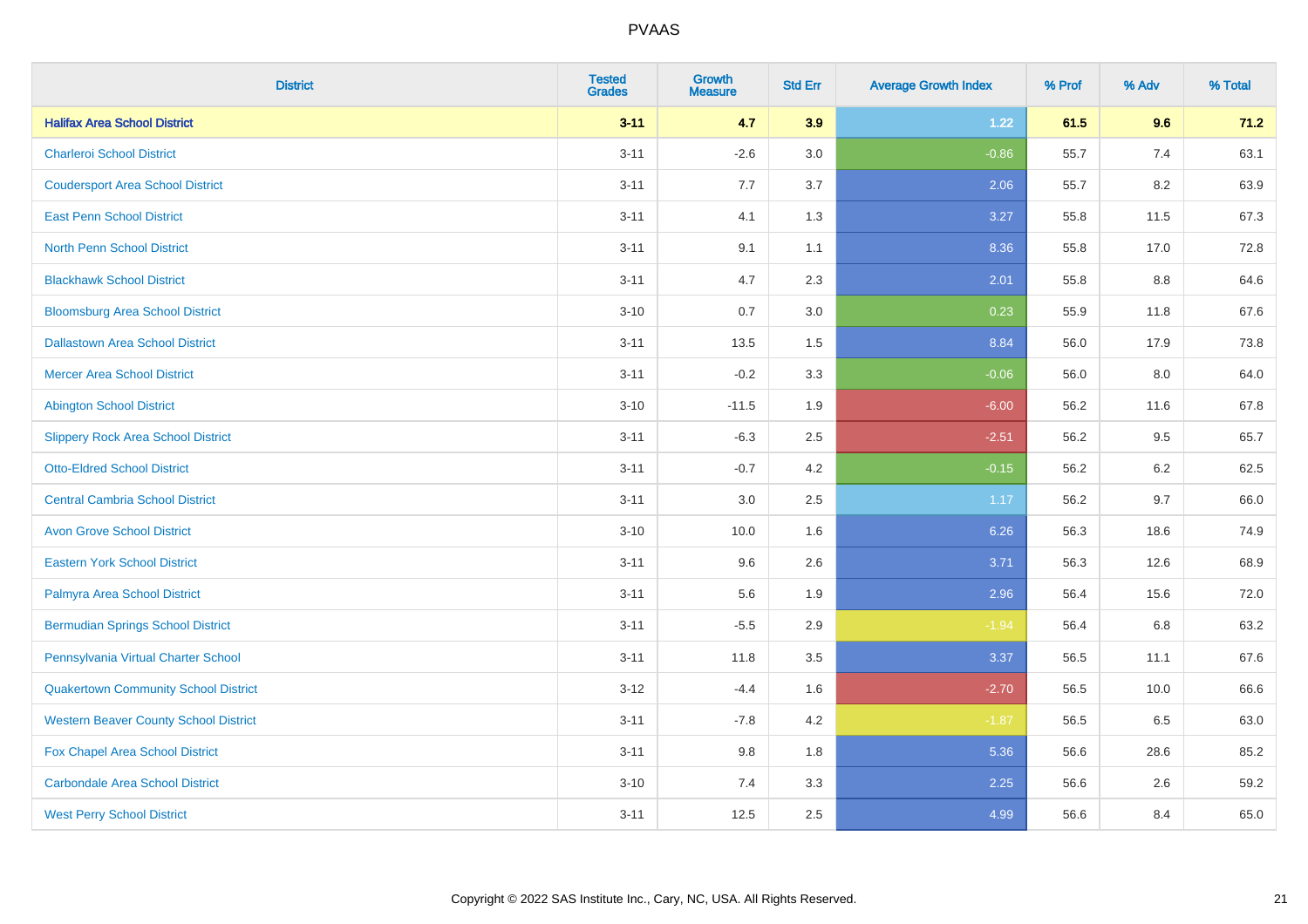# PVAAS

| District | Tested Grades | Growth Measure | Std Err | Average Growth Index | % Prof | % Adv | % Total |
|---|---|---|---|---|---|---|---|
| **Halifax Area School District** | **3-11** | **4.7** | **3.9** | **1.22** | **61.5** | **9.6** | **71.2** |
| Charleroi School District | 3-11 | -2.6 | 3.0 | -0.86 | 55.7 | 7.4 | 63.1 |
| Coudersport Area School District | 3-11 | 7.7 | 3.7 | 2.06 | 55.7 | 8.2 | 63.9 |
| East Penn School District | 3-11 | 4.1 | 1.3 | 3.27 | 55.8 | 11.5 | 67.3 |
| North Penn School District | 3-11 | 9.1 | 1.1 | 8.36 | 55.8 | 17.0 | 72.8 |
| Blackhawk School District | 3-11 | 4.7 | 2.3 | 2.01 | 55.8 | 8.8 | 64.6 |
| Bloomsburg Area School District | 3-10 | 0.7 | 3.0 | 0.23 | 55.9 | 11.8 | 67.6 |
| Dallastown Area School District | 3-11 | 13.5 | 1.5 | 8.84 | 56.0 | 17.9 | 73.8 |
| Mercer Area School District | 3-11 | -0.2 | 3.3 | -0.06 | 56.0 | 8.0 | 64.0 |
| Abington School District | 3-10 | -11.5 | 1.9 | -6.00 | 56.2 | 11.6 | 67.8 |
| Slippery Rock Area School District | 3-11 | -6.3 | 2.5 | -2.51 | 56.2 | 9.5 | 65.7 |
| Otto-Eldred School District | 3-11 | -0.7 | 4.2 | -0.15 | 56.2 | 6.2 | 62.5 |
| Central Cambria School District | 3-11 | 3.0 | 2.5 | 1.17 | 56.2 | 9.7 | 66.0 |
| Avon Grove School District | 3-10 | 10.0 | 1.6 | 6.26 | 56.3 | 18.6 | 74.9 |
| Eastern York School District | 3-11 | 9.6 | 2.6 | 3.71 | 56.3 | 12.6 | 68.9 |
| Palmyra Area School District | 3-11 | 5.6 | 1.9 | 2.96 | 56.4 | 15.6 | 72.0 |
| Bermudian Springs School District | 3-11 | -5.5 | 2.9 | -1.94 | 56.4 | 6.8 | 63.2 |
| Pennsylvania Virtual Charter School | 3-11 | 11.8 | 3.5 | 3.37 | 56.5 | 11.1 | 67.6 |
| Quakertown Community School District | 3-12 | -4.4 | 1.6 | -2.70 | 56.5 | 10.0 | 66.6 |
| Western Beaver County School District | 3-11 | -7.8 | 4.2 | -1.87 | 56.5 | 6.5 | 63.0 |
| Fox Chapel Area School District | 3-11 | 9.8 | 1.8 | 5.36 | 56.6 | 28.6 | 85.2 |
| Carbondale Area School District | 3-10 | 7.4 | 3.3 | 2.25 | 56.6 | 2.6 | 59.2 |
| West Perry School District | 3-11 | 12.5 | 2.5 | 4.99 | 56.6 | 8.4 | 65.0 |

Copyright © 2022 SAS Institute Inc., Cary, NC, USA. All Rights Reserved.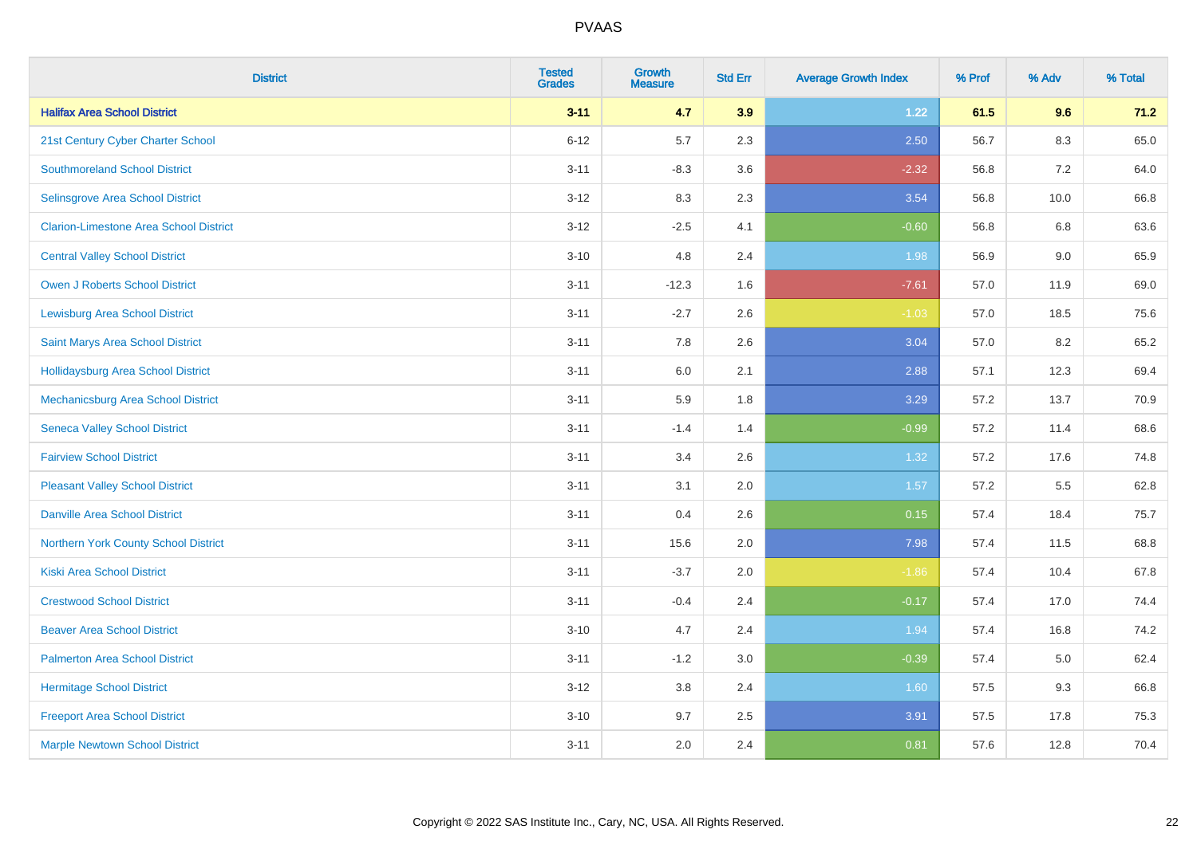PVAAS

| District | Tested Grades | Growth Measure | Std Err | Average Growth Index | % Prof | % Adv | % Total |
|---|---|---|---|---|---|---|---|
| **Halifax Area School District** | **3-11** | **4.7** | **3.9** | **1.22** | **61.5** | **9.6** | **71.2** |
| 21st Century Cyber Charter School | 6-12 | 5.7 | 2.3 | 2.50 | 56.7 | 8.3 | 65.0 |
| Southmoreland School District | 3-11 | -8.3 | 3.6 | -2.32 | 56.8 | 7.2 | 64.0 |
| Selinsgrove Area School District | 3-12 | 8.3 | 2.3 | 3.54 | 56.8 | 10.0 | 66.8 |
| Clarion-Limestone Area School District | 3-12 | -2.5 | 4.1 | -0.60 | 56.8 | 6.8 | 63.6 |
| Central Valley School District | 3-10 | 4.8 | 2.4 | 1.98 | 56.9 | 9.0 | 65.9 |
| Owen J Roberts School District | 3-11 | -12.3 | 1.6 | -7.61 | 57.0 | 11.9 | 69.0 |
| Lewisburg Area School District | 3-11 | -2.7 | 2.6 | -1.03 | 57.0 | 18.5 | 75.6 |
| Saint Marys Area School District | 3-11 | 7.8 | 2.6 | 3.04 | 57.0 | 8.2 | 65.2 |
| Hollidaysburg Area School District | 3-11 | 6.0 | 2.1 | 2.88 | 57.1 | 12.3 | 69.4 |
| Mechanicsburg Area School District | 3-11 | 5.9 | 1.8 | 3.29 | 57.2 | 13.7 | 70.9 |
| Seneca Valley School District | 3-11 | -1.4 | 1.4 | -0.99 | 57.2 | 11.4 | 68.6 |
| Fairview School District | 3-11 | 3.4 | 2.6 | 1.32 | 57.2 | 17.6 | 74.8 |
| Pleasant Valley School District | 3-11 | 3.1 | 2.0 | 1.57 | 57.2 | 5.5 | 62.8 |
| Danville Area School District | 3-11 | 0.4 | 2.6 | 0.15 | 57.4 | 18.4 | 75.7 |
| Northern York County School District | 3-11 | 15.6 | 2.0 | 7.98 | 57.4 | 11.5 | 68.8 |
| Kiski Area School District | 3-11 | -3.7 | 2.0 | -1.86 | 57.4 | 10.4 | 67.8 |
| Crestwood School District | 3-11 | -0.4 | 2.4 | -0.17 | 57.4 | 17.0 | 74.4 |
| Beaver Area School District | 3-10 | 4.7 | 2.4 | 1.94 | 57.4 | 16.8 | 74.2 |
| Palmerton Area School District | 3-11 | -1.2 | 3.0 | -0.39 | 57.4 | 5.0 | 62.4 |
| Hermitage School District | 3-12 | 3.8 | 2.4 | 1.60 | 57.5 | 9.3 | 66.8 |
| Freeport Area School District | 3-10 | 9.7 | 2.5 | 3.91 | 57.5 | 17.8 | 75.3 |
| Marple Newtown School District | 3-11 | 2.0 | 2.4 | 0.81 | 57.6 | 12.8 | 70.4 |

Copyright © 2022 SAS Institute Inc., Cary, NC, USA. All Rights Reserved.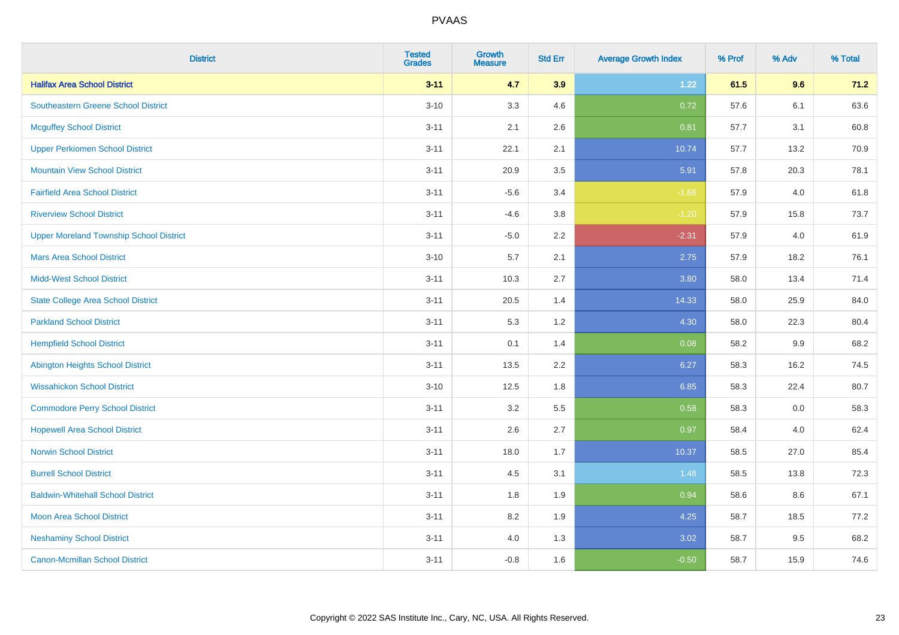# PVAAS

| District | Tested Grades | Growth Measure | Std Err | Average Growth Index | % Prof | % Adv | % Total |
|---|---|---|---|---|---|---|---|
| **Halifax Area School District** | **3-11** | **4.7** | **3.9** | **1.22** | **61.5** | **9.6** | **71.2** |
| Southeastern Greene School District | 3-10 | 3.3 | 4.6 | 0.72 | 57.6 | 6.1 | 63.6 |
| Mcguffey School District | 3-11 | 2.1 | 2.6 | 0.81 | 57.7 | 3.1 | 60.8 |
| Upper Perkiomen School District | 3-11 | 22.1 | 2.1 | 10.74 | 57.7 | 13.2 | 70.9 |
| Mountain View School District | 3-11 | 20.9 | 3.5 | 5.91 | 57.8 | 20.3 | 78.1 |
| Fairfield Area School District | 3-11 | -5.6 | 3.4 | -1.66 | 57.9 | 4.0 | 61.8 |
| Riverview School District | 3-11 | -4.6 | 3.8 | -1.20 | 57.9 | 15.8 | 73.7 |
| Upper Moreland Township School District | 3-11 | -5.0 | 2.2 | -2.31 | 57.9 | 4.0 | 61.9 |
| Mars Area School District | 3-10 | 5.7 | 2.1 | 2.75 | 57.9 | 18.2 | 76.1 |
| Midd-West School District | 3-11 | 10.3 | 2.7 | 3.80 | 58.0 | 13.4 | 71.4 |
| State College Area School District | 3-11 | 20.5 | 1.4 | 14.33 | 58.0 | 25.9 | 84.0 |
| Parkland School District | 3-11 | 5.3 | 1.2 | 4.30 | 58.0 | 22.3 | 80.4 |
| Hempfield School District | 3-11 | 0.1 | 1.4 | 0.08 | 58.2 | 9.9 | 68.2 |
| Abington Heights School District | 3-11 | 13.5 | 2.2 | 6.27 | 58.3 | 16.2 | 74.5 |
| Wissahickon School District | 3-10 | 12.5 | 1.8 | 6.85 | 58.3 | 22.4 | 80.7 |
| Commodore Perry School District | 3-11 | 3.2 | 5.5 | 0.58 | 58.3 | 0.0 | 58.3 |
| Hopewell Area School District | 3-11 | 2.6 | 2.7 | 0.97 | 58.4 | 4.0 | 62.4 |
| Norwin School District | 3-11 | 18.0 | 1.7 | 10.37 | 58.5 | 27.0 | 85.4 |
| Burrell School District | 3-11 | 4.5 | 3.1 | 1.48 | 58.5 | 13.8 | 72.3 |
| Baldwin-Whitehall School District | 3-11 | 1.8 | 1.9 | 0.94 | 58.6 | 8.6 | 67.1 |
| Moon Area School District | 3-11 | 8.2 | 1.9 | 4.25 | 58.7 | 18.5 | 77.2 |
| Neshaminy School District | 3-11 | 4.0 | 1.3 | 3.02 | 58.7 | 9.5 | 68.2 |
| Canon-Mcmillan School District | 3-11 | -0.8 | 1.6 | -0.50 | 58.7 | 15.9 | 74.6 |

Copyright © 2022 SAS Institute Inc., Cary, NC, USA. All Rights Reserved.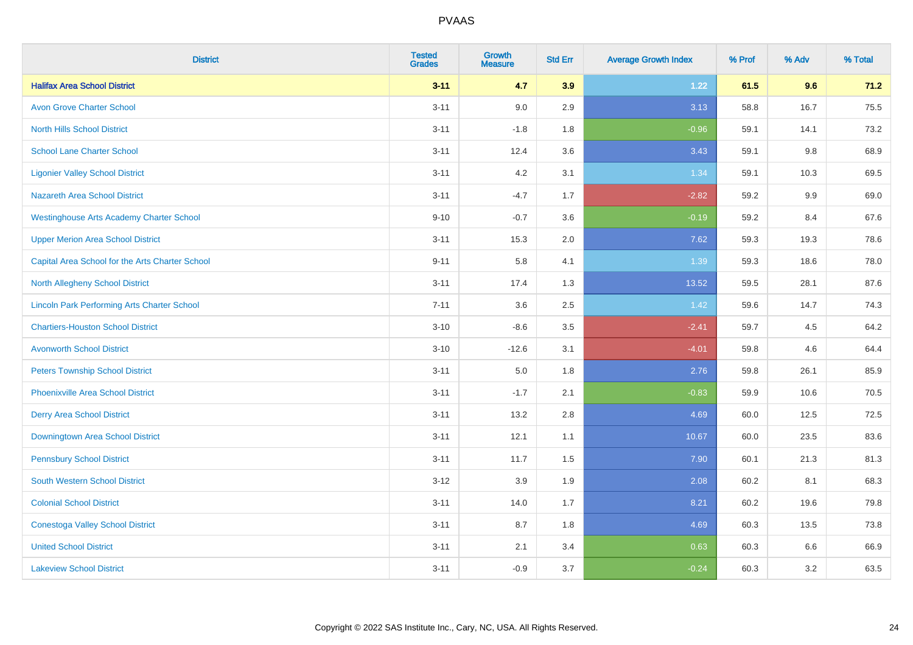# PVAAS

| District | Tested Grades | Growth Measure | Std Err | Average Growth Index | % Prof | % Adv | % Total |
|---|---|---|---|---|---|---|---|
| **Halifax Area School District** | **3-11** | **4.7** | **3.9** | **1.22** | **61.5** | **9.6** | **71.2** |
| Avon Grove Charter School | 3-11 | 9.0 | 2.9 | 3.13 | 58.8 | 16.7 | 75.5 |
| North Hills School District | 3-11 | -1.8 | 1.8 | -0.96 | 59.1 | 14.1 | 73.2 |
| School Lane Charter School | 3-11 | 12.4 | 3.6 | 3.43 | 59.1 | 9.8 | 68.9 |
| Ligonier Valley School District | 3-11 | 4.2 | 3.1 | 1.34 | 59.1 | 10.3 | 69.5 |
| Nazareth Area School District | 3-11 | -4.7 | 1.7 | -2.82 | 59.2 | 9.9 | 69.0 |
| Westinghouse Arts Academy Charter School | 9-10 | -0.7 | 3.6 | -0.19 | 59.2 | 8.4 | 67.6 |
| Upper Merion Area School District | 3-11 | 15.3 | 2.0 | 7.62 | 59.3 | 19.3 | 78.6 |
| Capital Area School for the Arts Charter School | 9-11 | 5.8 | 4.1 | 1.39 | 59.3 | 18.6 | 78.0 |
| North Allegheny School District | 3-11 | 17.4 | 1.3 | 13.52 | 59.5 | 28.1 | 87.6 |
| Lincoln Park Performing Arts Charter School | 7-11 | 3.6 | 2.5 | 1.42 | 59.6 | 14.7 | 74.3 |
| Chartiers-Houston School District | 3-10 | -8.6 | 3.5 | -2.41 | 59.7 | 4.5 | 64.2 |
| Avonworth School District | 3-10 | -12.6 | 3.1 | -4.01 | 59.8 | 4.6 | 64.4 |
| Peters Township School District | 3-11 | 5.0 | 1.8 | 2.76 | 59.8 | 26.1 | 85.9 |
| Phoenixville Area School District | 3-11 | -1.7 | 2.1 | -0.83 | 59.9 | 10.6 | 70.5 |
| Derry Area School District | 3-11 | 13.2 | 2.8 | 4.69 | 60.0 | 12.5 | 72.5 |
| Downingtown Area School District | 3-11 | 12.1 | 1.1 | 10.67 | 60.0 | 23.5 | 83.6 |
| Pennsbury School District | 3-11 | 11.7 | 1.5 | 7.90 | 60.1 | 21.3 | 81.3 |
| South Western School District | 3-12 | 3.9 | 1.9 | 2.08 | 60.2 | 8.1 | 68.3 |
| Colonial School District | 3-11 | 14.0 | 1.7 | 8.21 | 60.2 | 19.6 | 79.8 |
| Conestoga Valley School District | 3-11 | 8.7 | 1.8 | 4.69 | 60.3 | 13.5 | 73.8 |
| United School District | 3-11 | 2.1 | 3.4 | 0.63 | 60.3 | 6.6 | 66.9 |
| Lakeview School District | 3-11 | -0.9 | 3.7 | -0.24 | 60.3 | 3.2 | 63.5 |

Copyright © 2022 SAS Institute Inc., Cary, NC, USA. All Rights Reserved.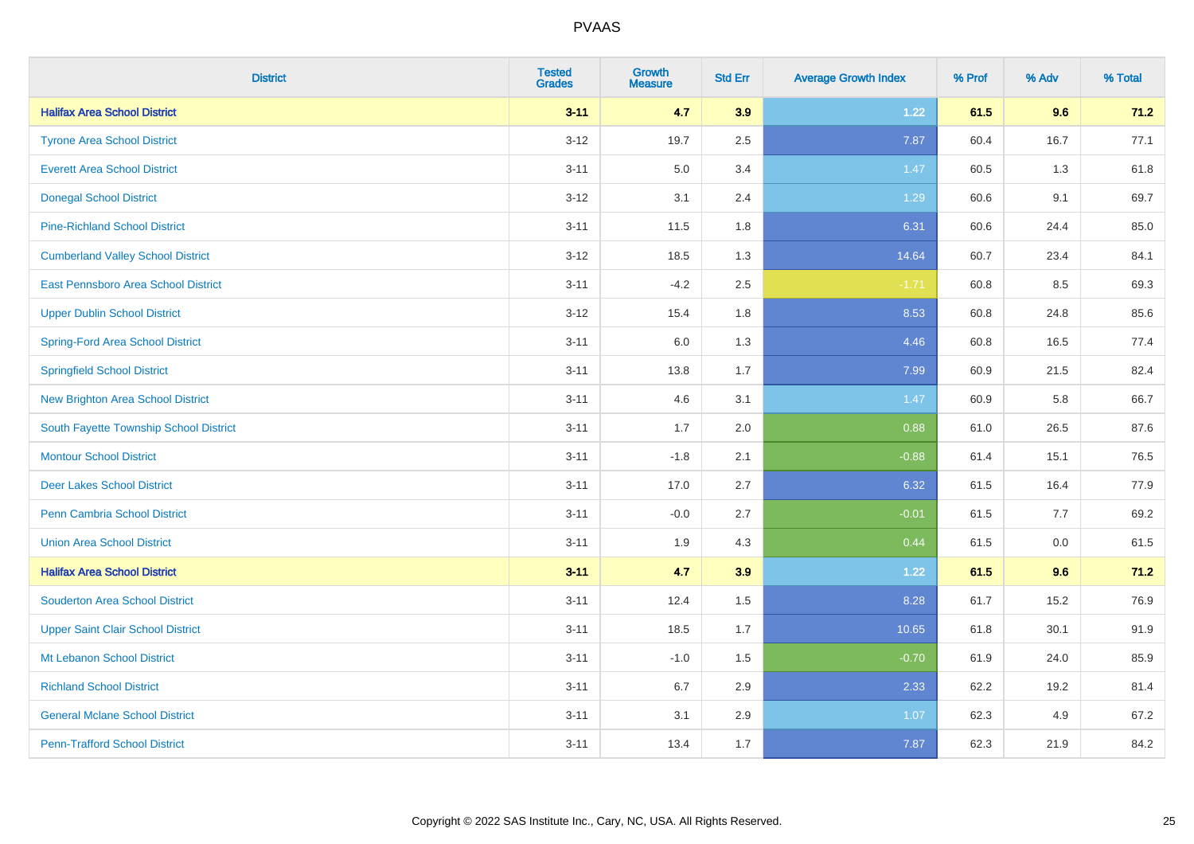| District | Tested Grades | Growth Measure | Std Err | Average Growth Index | % Prof | % Adv | % Total |
|---|---|---|---|---|---|---|---|
| **Halifax Area School District** | **3-11** | **4.7** | **3.9** | **1.22** | **61.5** | **9.6** | **71.2** |
| Tyrone Area School District | 3-12 | 19.7 | 2.5 | 7.87 | 60.4 | 16.7 | 77.1 |
| Everett Area School District | 3-11 | 5.0 | 3.4 | 1.47 | 60.5 | 1.3 | 61.8 |
| Donegal School District | 3-12 | 3.1 | 2.4 | 1.29 | 60.6 | 9.1 | 69.7 |
| Pine-Richland School District | 3-11 | 11.5 | 1.8 | 6.31 | 60.6 | 24.4 | 85.0 |
| Cumberland Valley School District | 3-12 | 18.5 | 1.3 | 14.64 | 60.7 | 23.4 | 84.1 |
| East Pennsboro Area School District | 3-11 | -4.2 | 2.5 | -1.71 | 60.8 | 8.5 | 69.3 |
| Upper Dublin School District | 3-12 | 15.4 | 1.8 | 8.53 | 60.8 | 24.8 | 85.6 |
| Spring-Ford Area School District | 3-11 | 6.0 | 1.3 | 4.46 | 60.8 | 16.5 | 77.4 |
| Springfield School District | 3-11 | 13.8 | 1.7 | 7.99 | 60.9 | 21.5 | 82.4 |
| New Brighton Area School District | 3-11 | 4.6 | 3.1 | 1.47 | 60.9 | 5.8 | 66.7 |
| South Fayette Township School District | 3-11 | 1.7 | 2.0 | 0.88 | 61.0 | 26.5 | 87.6 |
| Montour School District | 3-11 | -1.8 | 2.1 | -0.88 | 61.4 | 15.1 | 76.5 |
| Deer Lakes School District | 3-11 | 17.0 | 2.7 | 6.32 | 61.5 | 16.4 | 77.9 |
| Penn Cambria School District | 3-11 | -0.0 | 2.7 | -0.01 | 61.5 | 7.7 | 69.2 |
| Union Area School District | 3-11 | 1.9 | 4.3 | 0.44 | 61.5 | 0.0 | 61.5 |
| **Halifax Area School District** | **3-11** | **4.7** | **3.9** | **1.22** | **61.5** | **9.6** | **71.2** |
| Souderton Area School District | 3-11 | 12.4 | 1.5 | 8.28 | 61.7 | 15.2 | 76.9 |
| Upper Saint Clair School District | 3-11 | 18.5 | 1.7 | 10.65 | 61.8 | 30.1 | 91.9 |
| Mt Lebanon School District | 3-11 | -1.0 | 1.5 | -0.70 | 61.9 | 24.0 | 85.9 |
| Richland School District | 3-11 | 6.7 | 2.9 | 2.33 | 62.2 | 19.2 | 81.4 |
| General Mclane School District | 3-11 | 3.1 | 2.9 | 1.07 | 62.3 | 4.9 | 67.2 |
| Penn-Trafford School District | 3-11 | 13.4 | 1.7 | 7.87 | 62.3 | 21.9 | 84.2 |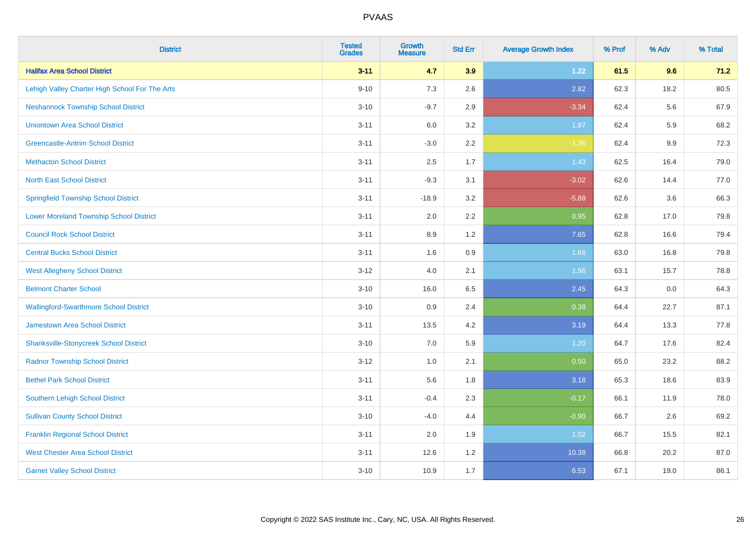# PVAAS

| District | Tested Grades | Growth Measure | Std Err | Average Growth Index | % Prof | % Adv | % Total |
|---|---|---|---|---|---|---|---|
| **Halifax Area School District** | **3-11** | **4.7** | **3.9** | **1.22** | **61.5** | **9.6** | **71.2** |
| Lehigh Valley Charter High School For The Arts | 9-10 | 7.3 | 2.6 | 2.82 | 62.3 | 18.2 | 80.5 |
| Neshannock Township School District | 3-10 | -9.7 | 2.9 | -3.34 | 62.4 | 5.6 | 67.9 |
| Uniontown Area School District | 3-11 | 6.0 | 3.2 | 1.87 | 62.4 | 5.9 | 68.2 |
| Greencastle-Antrim School District | 3-11 | -3.0 | 2.2 | -1.36 | 62.4 | 9.9 | 72.3 |
| Methacton School District | 3-11 | 2.5 | 1.7 | 1.43 | 62.5 | 16.4 | 79.0 |
| North East School District | 3-11 | -9.3 | 3.1 | -3.02 | 62.6 | 14.4 | 77.0 |
| Springfield Township School District | 3-11 | -18.9 | 3.2 | -5.88 | 62.6 | 3.6 | 66.3 |
| Lower Moreland Township School District | 3-11 | 2.0 | 2.2 | 0.95 | 62.8 | 17.0 | 79.8 |
| Council Rock School District | 3-11 | 8.9 | 1.2 | 7.65 | 62.8 | 16.6 | 79.4 |
| Central Bucks School District | 3-11 | 1.6 | 0.9 | 1.66 | 63.0 | 16.8 | 79.8 |
| West Allegheny School District | 3-12 | 4.0 | 2.1 | 1.96 | 63.1 | 15.7 | 78.8 |
| Belmont Charter School | 3-10 | 16.0 | 6.5 | 2.45 | 64.3 | 0.0 | 64.3 |
| Wallingford-Swarthmore School District | 3-10 | 0.9 | 2.4 | 0.38 | 64.4 | 22.7 | 87.1 |
| Jamestown Area School District | 3-11 | 13.5 | 4.2 | 3.19 | 64.4 | 13.3 | 77.8 |
| Shanksville-Stonycreek School District | 3-10 | 7.0 | 5.9 | 1.20 | 64.7 | 17.6 | 82.4 |
| Radnor Township School District | 3-12 | 1.0 | 2.1 | 0.50 | 65.0 | 23.2 | 88.2 |
| Bethel Park School District | 3-11 | 5.6 | 1.8 | 3.18 | 65.3 | 18.6 | 83.9 |
| Southern Lehigh School District | 3-11 | -0.4 | 2.3 | -0.17 | 66.1 | 11.9 | 78.0 |
| Sullivan County School District | 3-10 | -4.0 | 4.4 | -0.90 | 66.7 | 2.6 | 69.2 |
| Franklin Regional School District | 3-11 | 2.0 | 1.9 | 1.02 | 66.7 | 15.5 | 82.1 |
| West Chester Area School District | 3-11 | 12.6 | 1.2 | 10.38 | 66.8 | 20.2 | 87.0 |
| Garnet Valley School District | 3-10 | 10.9 | 1.7 | 6.53 | 67.1 | 19.0 | 86.1 |

Copyright © 2022 SAS Institute Inc., Cary, NC, USA. All Rights Reserved.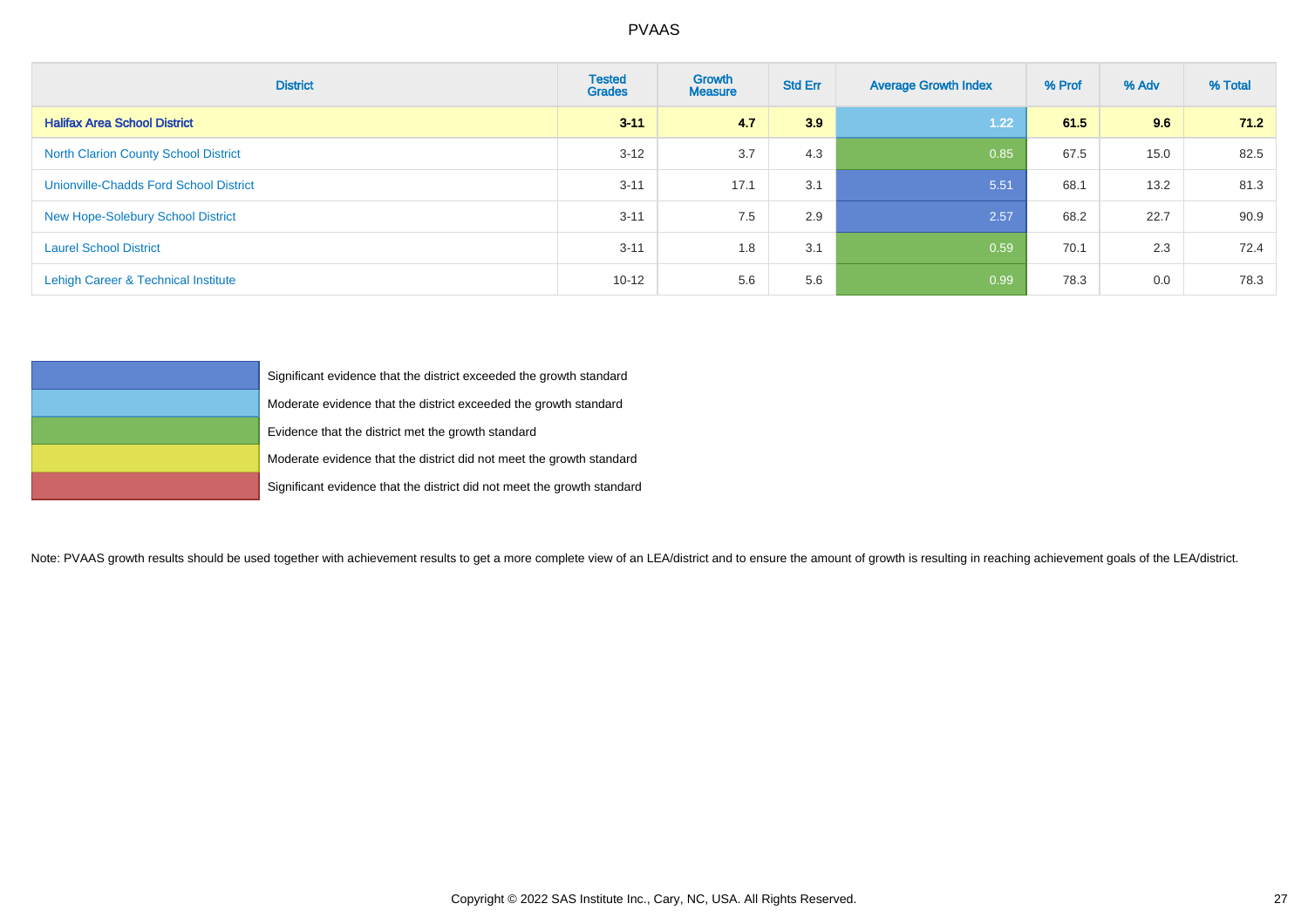# PVAAS

| District | Tested Grades | Growth Measure | Std Err | Average Growth Index | % Prof | % Adv | % Total |
|---|---|---|---|---|---|---|---|
| **Halifax Area School District** | **3-11** | **4.7** | **3.9** | **1.22** | **61.5** | **9.6** | **71.2** |
| North Clarion County School District | 3-12 | 3.7 | 4.3 | 0.85 | 67.5 | 15.0 | 82.5 |
| Unionville-Chadds Ford School District | 3-11 | 17.1 | 3.1 | 5.51 | 68.1 | 13.2 | 81.3 |
| New Hope-Solebury School District | 3-11 | 7.5 | 2.9 | 2.57 | 68.2 | 22.7 | 90.9 |
| Laurel School District | 3-11 | 1.8 | 3.1 | 0.59 | 70.1 | 2.3 | 72.4 |
| Lehigh Career & Technical Institute | 10-12 | 5.6 | 5.6 | 0.99 | 78.3 | 0.0 | 78.3 |

Significant evidence that the district exceeded the growth standard

Moderate evidence that the district exceeded the growth standard

Evidence that the district met the growth standard

Moderate evidence that the district did not meet the growth standard

Significant evidence that the district did not meet the growth standard

Note: PVAAS growth results should be used together with achievement results to get a more complete view of an LEA/district and to ensure the amount of growth is resulting in reaching achievement goals of the LEA/district.

Copyright © 2022 SAS Institute Inc., Cary, NC, USA. All Rights Reserved.